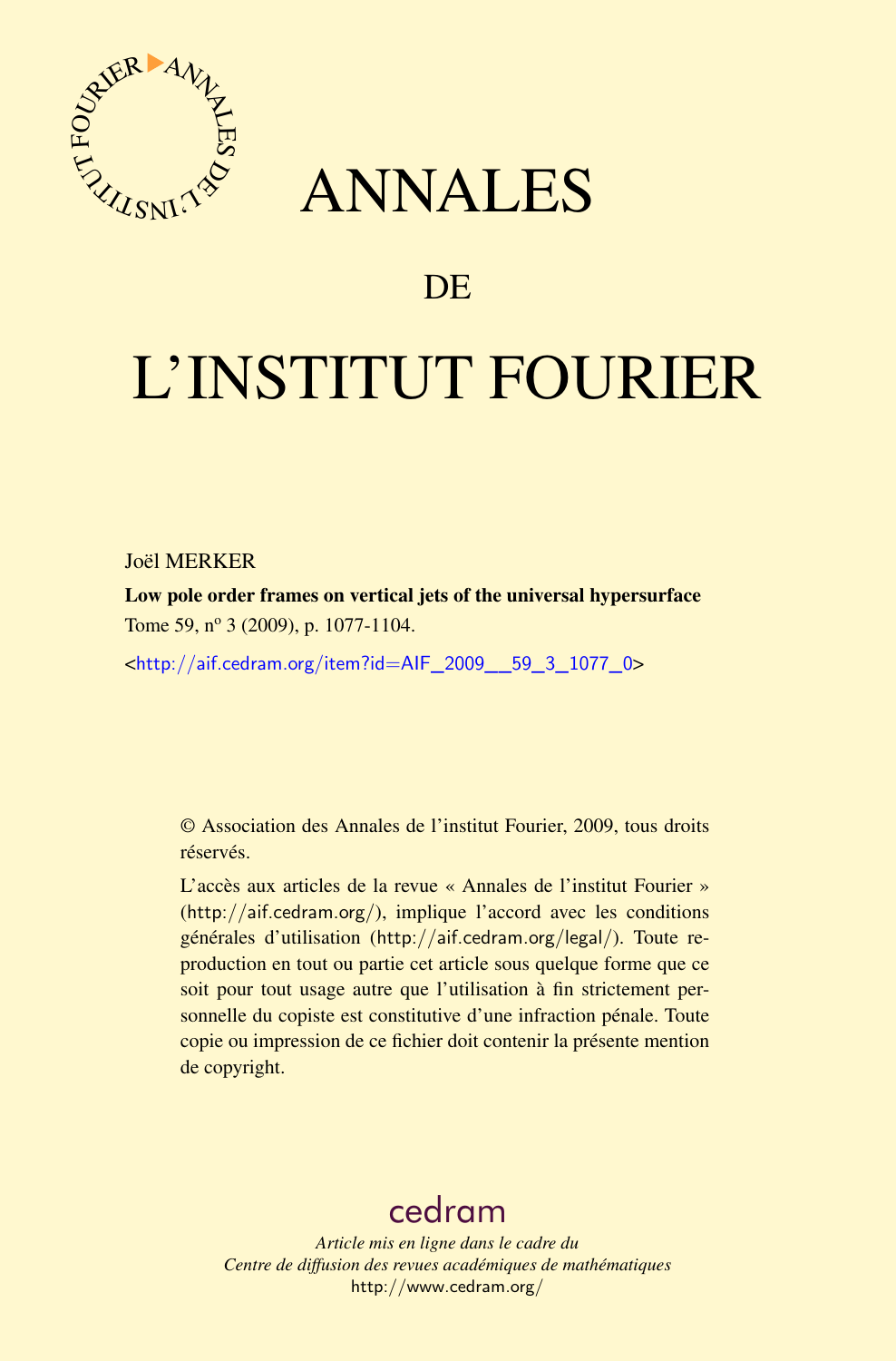# ANNALES

## DE

# L'INSTITUT FOURIER

Joël MERKER

**Low pole order frames on vertical jets of the universal hypersurface**

Tome 59, n$^{o}$ 3 (2009), p. 1077-1104.

<http://aif.cedram.org/item?id=AIF_2009__59_3_1077_0>

© Association des Annales de l'institut Fourier, 2009, tous droits réservés.

L'accès aux articles de la revue « Annales de l'institut Fourier » (http://aif.cedram.org/), implique l'accord avec les conditions générales d'utilisation (http://aif.cedram.org/legal/). Toute reproduction en tout ou partie cet article sous quelque forme que ce soit pour tout usage autre que l'utilisation à fin strictement personnelle du copiste est constitutive d'une infraction pénale. Toute copie ou impression de ce fichier doit contenir la présente mention de copyright.

cedram

*Article mis en ligne dans le cadre du*
*Centre de diffusion des revues académiques de mathématiques*
http://www.cedram.org/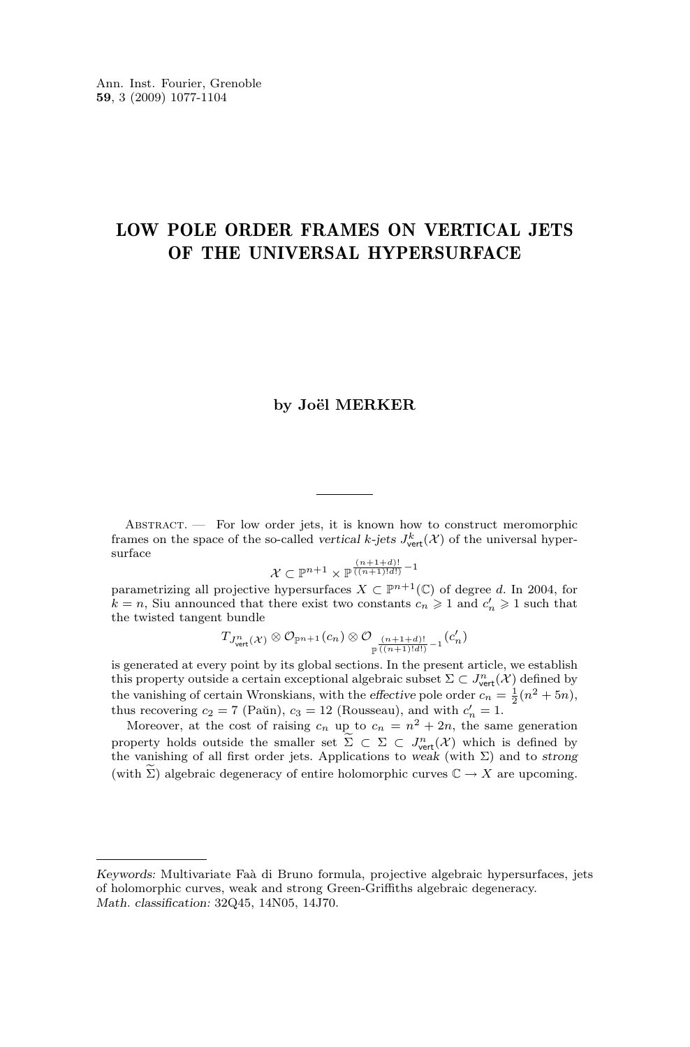# LOW POLE ORDER FRAMES ON VERTICAL JETS OF THE UNIVERSAL HYPERSURFACE

**by Joël MERKER**

---

Abstract. — For low order jets, it is known how to construct meromorphic frames on the space of the so-called *vertical k-jets* $J^k_{\mathsf{vert}}(\mathcal{X})$ of the universal hypersurface

$$\mathcal{X} \subset \mathbb{P}^{n+1} \times \mathbb{P}^{\frac{(n+1+d)!}{((n+1)!\,d!)}-1}$$

parametrizing all projective hypersurfaces $X \subset \mathbb{P}^{n+1}(\mathbb{C})$ of degree $d$. In 2004, for $k = n$, Siu announced that there exist two constants $c_n \geqslant 1$ and $c'_n \geqslant 1$ such that the twisted tangent bundle

$$T_{J^n_{\mathsf{vert}}(\mathcal{X})} \otimes \mathcal{O}_{\mathbb{P}^{n+1}}(c_n) \otimes \mathcal{O}_{\mathbb{P}^{\frac{(n+1+d)!}{((n+1)!\,d!)}-1}}(c'_n)$$

is generated at every point by its global sections. In the present article, we establish this property outside a certain exceptional algebraic subset $\Sigma \subset J^n_{\mathsf{vert}}(\mathcal{X})$ defined by the vanishing of certain Wronskians, with the *effective* pole order $c_n = \frac{1}{2}(n^2 + 5n)$, thus recovering $c_2 = 7$ (Păun), $c_3 = 12$ (Rousseau), and with $c'_n = 1$.

Moreover, at the cost of raising $c_n$ up to $c_n = n^2 + 2n$, the same generation property holds outside the smaller set $\widetilde{\Sigma} \subset \Sigma \subset J^n_{\mathsf{vert}}(\mathcal{X})$ which is defined by the vanishing of all first order jets. Applications to *weak* (with $\Sigma$) and to *strong* (with $\widetilde{\Sigma}$) algebraic degeneracy of entire holomorphic curves $\mathbb{C} \to X$ are upcoming.

---

*Keywords:* Multivariate Faà di Bruno formula, projective algebraic hypersurfaces, jets of holomorphic curves, weak and strong Green-Griffiths algebraic degeneracy.
*Math. classification:* 32Q45, 14N05, 14J70.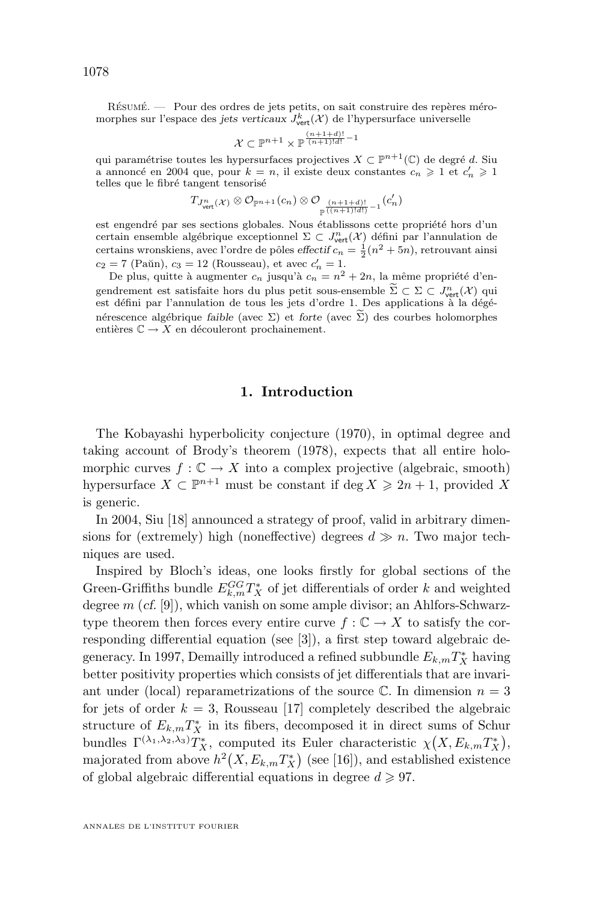Résumé. — Pour des ordres de jets petits, on sait construire des repères méromorphes sur l'espace des *jets verticaux* $J^k_{\mathsf{vert}}(\mathcal{X})$ de l'hypersurface universelle

$$\mathcal{X} \subset \mathbb{P}^{n+1} \times \mathbb{P}^{\frac{(n+1+d)!}{(n+1)!\,d!}-1}$$

qui paramétrise toutes les hypersurfaces projectives $X \subset \mathbb{P}^{n+1}(\mathbb{C})$ de degré $d$. Siu a annoncé en 2004 que, pour $k = n$, il existe deux constantes $c_n \geqslant 1$ et $c'_n \geqslant 1$ telles que le fibré tangent tensorisé

$$T_{J^n_{\mathsf{vert}}(\mathcal{X})} \otimes \mathcal{O}_{\mathbb{P}^{n+1}}(c_n) \otimes \mathcal{O}_{\mathbb{P}^{\frac{(n+1+d)!}{((n+1)!d!)}-1}}(c'_n)$$

est engendré par ses sections globales. Nous établissons cette propriété hors d'un certain ensemble algébrique exceptionnel $\Sigma \subset J^n_{\mathsf{vert}}(\mathcal{X})$ défini par l'annulation de certains wronskiens, avec l'ordre de pôles *effectif* $c_n = \frac{1}{2}(n^2+5n)$, retrouvant ainsi $c_2 = 7$ (Paŭn), $c_3 = 12$ (Rousseau), et avec $c'_n = 1$.

De plus, quitte à augmenter $c_n$ jusqu'à $c_n = n^2 + 2n$, la même propriété d'engendrement est satisfaite hors du plus petit sous-ensemble $\widetilde{\Sigma} \subset \Sigma \subset J^n_{\mathsf{vert}}(\mathcal{X})$ qui est défini par l'annulation de tous les jets d'ordre 1. Des applications à la dégénérescence algébrique *faible* (avec $\Sigma$) et *forte* (avec $\widetilde{\Sigma}$) des courbes holomorphes entières $\mathbb{C} \to X$ en découleront prochainement.

## 1. Introduction

The Kobayashi hyperbolicity conjecture (1970), in optimal degree and taking account of Brody's theorem (1978), expects that all entire holomorphic curves $f : \mathbb{C} \to X$ into a complex projective (algebraic, smooth) hypersurface $X \subset \mathbb{P}^{n+1}$ must be constant if $\deg X \geqslant 2n+1$, provided $X$ is generic.

In 2004, Siu [18] announced a strategy of proof, valid in arbitrary dimensions for (extremely) high (noneffective) degrees $d \gg n$. Two major techniques are used.

Inspired by Bloch's ideas, one looks firstly for global sections of the Green-Griffiths bundle $E^{GG}_{k,m}T^*_X$ of jet differentials of order $k$ and weighted degree $m$ (*cf.* [9]), which vanish on some ample divisor; an Ahlfors-Schwarz-type theorem then forces every entire curve $f : \mathbb{C} \to X$ to satisfy the corresponding differential equation (see [3]), a first step toward algebraic degeneracy. In 1997, Demailly introduced a refined subbundle $E_{k,m}T^*_X$ having better positivity properties which consists of jet differentials that are invariant under (local) reparametrizations of the source $\mathbb{C}$. In dimension $n = 3$ for jets of order $k = 3$, Rousseau [17] completely described the algebraic structure of $E_{k,m}T^*_X$ in its fibers, decomposed it in direct sums of Schur bundles $\Gamma^{(\lambda_1,\lambda_2,\lambda_3)}T^*_X$, computed its Euler characteristic $\chi\big(X, E_{k,m}T^*_X\big)$, majorated from above $h^2\big(X, E_{k,m}T^*_X\big)$ (see [16]), and established existence of global algebraic differential equations in degree $d \geqslant 97$.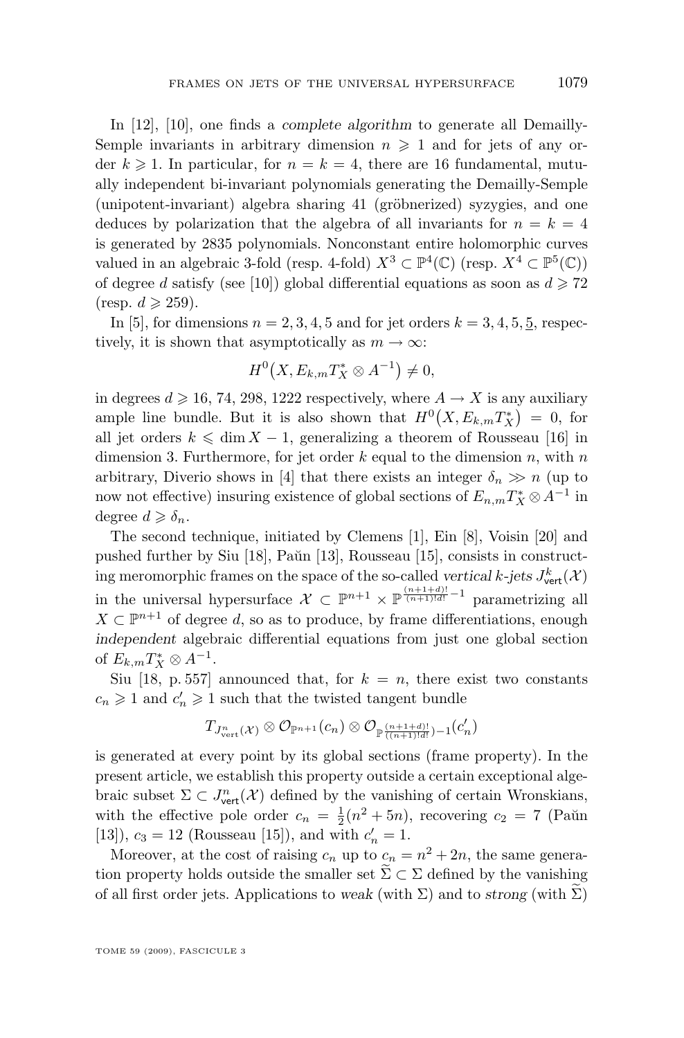In [12], [10], one finds a *complete algorithm* to generate all Demailly-Semple invariants in arbitrary dimension $n \geqslant 1$ and for jets of any order $k \geqslant 1$. In particular, for $n = k = 4$, there are 16 fundamental, mutually independent bi-invariant polynomials generating the Demailly-Semple (unipotent-invariant) algebra sharing 41 (gröbnerized) syzygies, and one deduces by polarization that the algebra of all invariants for $n = k = 4$ is generated by 2835 polynomials. Nonconstant entire holomorphic curves valued in an algebraic 3-fold (resp. 4-fold) $X^3 \subset \mathbb{P}^4(\mathbb{C})$ (resp. $X^4 \subset \mathbb{P}^5(\mathbb{C})$) of degree $d$ satisfy (see [10]) global differential equations as soon as $d \geqslant 72$ (resp. $d \geqslant 259$).

In [5], for dimensions $n = 2, 3, 4, 5$ and for jet orders $k = 3, 4, 5, \underline{5}$, respectively, it is shown that asymptotically as $m \to \infty$:

$$H^0\big(X, E_{k,m}T_X^* \otimes A^{-1}\big) \neq 0,$$

in degrees $d \geqslant 16$, 74, 298, 1222 respectively, where $A \to X$ is any auxiliary ample line bundle. But it is also shown that $H^0\big(X, E_{k,m}T_X^*\big) = 0$, for all jet orders $k \leqslant \dim X - 1$, generalizing a theorem of Rousseau [16] in dimension 3. Furthermore, for jet order $k$ equal to the dimension $n$, with $n$ arbitrary, Diverio shows in [4] that there exists an integer $\delta_n \gg n$ (up to now not effective) insuring existence of global sections of $E_{n,m}T_X^* \otimes A^{-1}$ in degree $d \geqslant \delta_n$.

The second technique, initiated by Clemens [1], Ein [8], Voisin [20] and pushed further by Siu [18], Paŭn [13], Rousseau [15], consists in constructing meromorphic frames on the space of the so-called *vertical $k$-jets* $J^k_{\mathsf{vert}}(\mathcal{X})$ in the universal hypersurface $\mathcal{X} \subset \mathbb{P}^{n+1} \times \mathbb{P}^{\frac{(n+1+d)!}{(n+1)!d!}-1}$ parametrizing all $X \subset \mathbb{P}^{n+1}$ of degree $d$, so as to produce, by frame differentiations, enough *independent* algebraic differential equations from just one global section of $E_{k,m}T_X^* \otimes A^{-1}$.

Siu [18, p. 557] announced that, for $k = n$, there exist two constants $c_n \geqslant 1$ and $c'_n \geqslant 1$ such that the twisted tangent bundle

$$T_{J^n_{\mathrm{vert}}(\mathcal{X})} \otimes \mathcal{O}_{\mathbb{P}^{n+1}}(c_n) \otimes \mathcal{O}_{\mathbb{P}^{\frac{(n+1+d)!}{((n+1)!d!)}-1}}(c'_n)$$

is generated at every point by its global sections (frame property). In the present article, we establish this property outside a certain exceptional algebraic subset $\Sigma \subset J^n_{\mathsf{vert}}(\mathcal{X})$ defined by the vanishing of certain Wronskians, with the effective pole order $c_n = \frac{1}{2}(n^2 + 5n)$, recovering $c_2 = 7$ (Paŭn [13]), $c_3 = 12$ (Rousseau [15]), and with $c'_n = 1$.

Moreover, at the cost of raising $c_n$ up to $c_n = n^2 + 2n$, the same generation property holds outside the smaller set $\widetilde{\Sigma} \subset \Sigma$ defined by the vanishing of all first order jets. Applications to *weak* (with $\Sigma$) and to *strong* (with $\widetilde{\Sigma}$)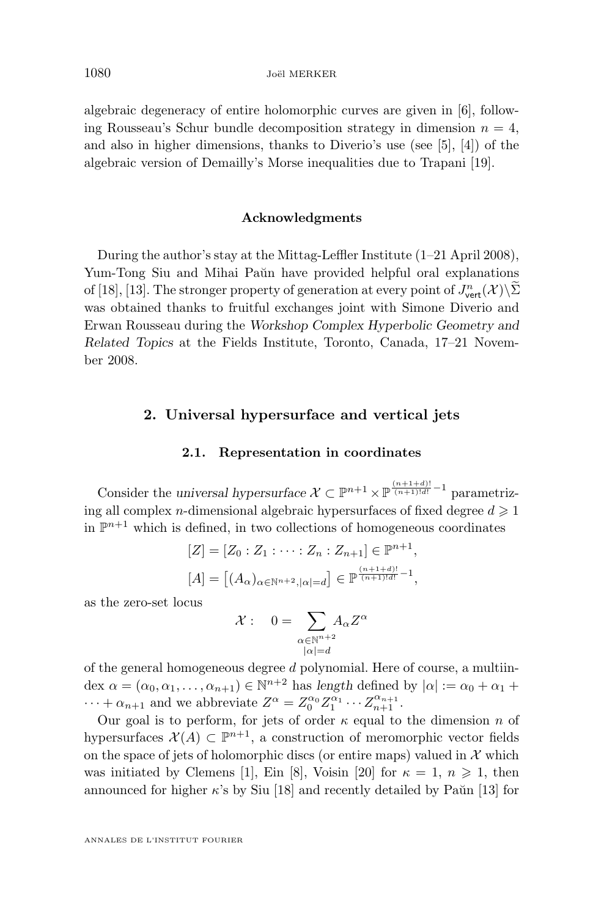algebraic degeneracy of entire holomorphic curves are given in [6], following Rousseau's Schur bundle decomposition strategy in dimension $n = 4$, and also in higher dimensions, thanks to Diverio's use (see [5], [4]) of the algebraic version of Demailly's Morse inequalities due to Trapani [19].

### Acknowledgments

During the author's stay at the Mittag-Leffler Institute (1–21 April 2008), Yum-Tong Siu and Mihai Paŭn have provided helpful oral explanations of [18], [13]. The stronger property of generation at every point of $J^n_{\mathsf{vert}}(\mathcal{X})\backslash\widetilde{\Sigma}$ was obtained thanks to fruitful exchanges joint with Simone Diverio and Erwan Rousseau during the *Workshop Complex Hyperbolic Geometry and Related Topics* at the Fields Institute, Toronto, Canada, 17–21 November 2008.

## 2. Universal hypersurface and vertical jets

### 2.1. Representation in coordinates

Consider the *universal hypersurface* $\mathcal{X} \subset \mathbb{P}^{n+1} \times \mathbb{P}^{\frac{(n+1+d)!}{(n+1)!d!}-1}$ parametrizing all complex $n$-dimensional algebraic hypersurfaces of fixed degree $d \geqslant 1$ in $\mathbb{P}^{n+1}$ which is defined, in two collections of homogeneous coordinates

$$[Z] = [Z_0 : Z_1 : \cdots : Z_n : Z_{n+1}] \in \mathbb{P}^{n+1},$$

$$[A] = \big[(A_\alpha)_{\alpha\in\mathbb{N}^{n+2}, |\alpha|=d}\big] \in \mathbb{P}^{\frac{(n+1+d)!}{(n+1)!d!}-1},$$

as the zero-set locus

$$\mathcal{X}: \quad 0 = \sum_{\substack{\alpha\in\mathbb{N}^{n+2}\\ |\alpha|=d}} A_\alpha Z^\alpha$$

of the general homogeneous degree $d$ polynomial. Here of course, a multiindex $\alpha = (\alpha_0, \alpha_1, \ldots, \alpha_{n+1}) \in \mathbb{N}^{n+2}$ has *length* defined by $|\alpha| := \alpha_0 + \alpha_1 + \cdots + \alpha_{n+1}$ and we abbreviate $Z^\alpha = Z_0^{\alpha_0} Z_1^{\alpha_1} \cdots Z_{n+1}^{\alpha_{n+1}}$.

Our goal is to perform, for jets of order $\kappa$ equal to the dimension $n$ of hypersurfaces $\mathcal{X}(A) \subset \mathbb{P}^{n+1}$, a construction of meromorphic vector fields on the space of jets of holomorphic discs (or entire maps) valued in $\mathcal{X}$ which was initiated by Clemens [1], Ein [8], Voisin [20] for $\kappa = 1$, $n \geqslant 1$, then announced for higher $\kappa$'s by Siu [18] and recently detailed by Paŭn [13] for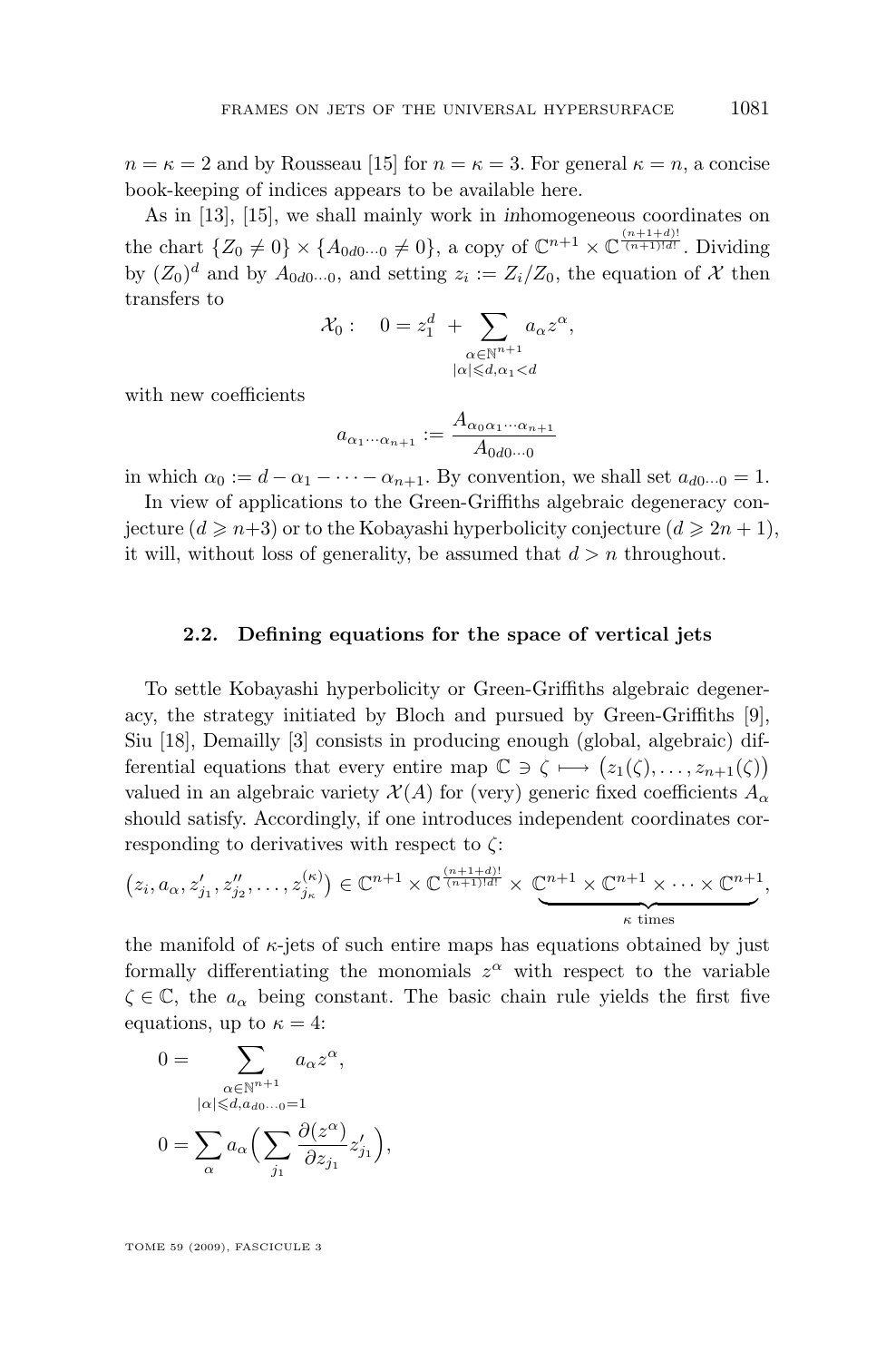$n = \kappa = 2$ and by Rousseau [15] for $n = \kappa = 3$. For general $\kappa = n$, a concise book-keeping of indices appears to be available here.

As in [13], [15], we shall mainly work in *in*homogeneous coordinates on the chart $\{Z_0 \neq 0\} \times \{A_{0d0\cdots 0} \neq 0\}$, a copy of $\mathbb{C}^{n+1} \times \mathbb{C}^{\frac{(n+1+d)!}{(n+1)!d!}}$. Dividing by $(Z_0)^d$ and by $A_{0d0\cdots 0}$, and setting $z_i := Z_i/Z_0$, the equation of $\mathcal{X}$ then transfers to

$$\mathcal{X}_0 : \quad 0 = z_1^d \; + \sum_{\substack{\alpha\in\mathbb{N}^{n+1}\\ |\alpha|\leqslant d, \alpha_1<d}} a_\alpha z^\alpha,$$

with new coefficients

$$a_{\alpha_1\cdots\alpha_{n+1}} := \frac{A_{\alpha_0\alpha_1\cdots\alpha_{n+1}}}{A_{0d0\cdots 0}}$$

in which $\alpha_0 := d - \alpha_1 - \cdots - \alpha_{n+1}$. By convention, we shall set $a_{d0\cdots 0} = 1$.

In view of applications to the Green-Griffiths algebraic degeneracy conjecture ($d \geqslant n+3$) or to the Kobayashi hyperbolicity conjecture ($d \geqslant 2n+1$), it will, without loss of generality, be assumed that $d > n$ throughout.

### 2.2. Defining equations for the space of vertical jets

To settle Kobayashi hyperbolicity or Green-Griffiths algebraic degeneracy, the strategy initiated by Bloch and pursued by Green-Griffiths [9], Siu [18], Demailly [3] consists in producing enough (global, algebraic) differential equations that every entire map $\mathbb{C} \ni \zeta \longmapsto \big(z_1(\zeta), \dots, z_{n+1}(\zeta)\big)$ valued in an algebraic variety $\mathcal{X}(A)$ for (very) generic fixed coefficients $A_\alpha$ should satisfy. Accordingly, if one introduces independent coordinates corresponding to derivatives with respect to $\zeta$:

$$\big(z_i, a_\alpha, z'_{j_1}, z''_{j_2}, \dots, z^{(\kappa)}_{j_\kappa}\big) \in \mathbb{C}^{n+1} \times \mathbb{C}^{\frac{(n+1+d)!}{(n+1)!d!}} \times \underbrace{\mathbb{C}^{n+1} \times \mathbb{C}^{n+1} \times \cdots \times \mathbb{C}^{n+1}}_{\kappa \text{ times}},$$

the manifold of $\kappa$-jets of such entire maps has equations obtained by just formally differentiating the monomials $z^\alpha$ with respect to the variable $\zeta \in \mathbb{C}$, the $a_\alpha$ being constant. The basic chain rule yields the first five equations, up to $\kappa = 4$:

$$0 = \sum_{\substack{\alpha\in\mathbb{N}^{n+1}\\ |\alpha|\leqslant d, a_{d0\cdots 0}=1}} a_\alpha z^\alpha,$$

$$0 = \sum_\alpha a_\alpha \Big( \sum_{j_1} \frac{\partial (z^\alpha)}{\partial z_{j_1}} z'_{j_1} \Big),$$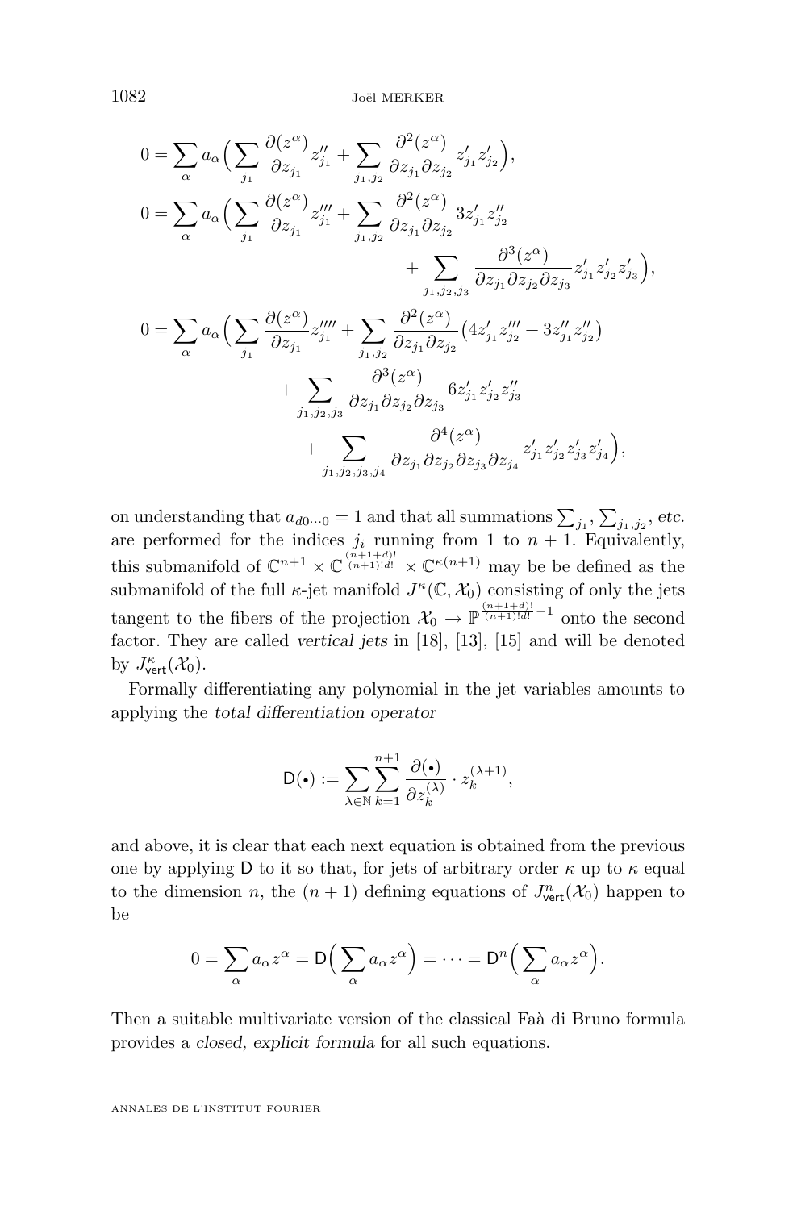$$
\begin{aligned}
0 &= \sum_\alpha a_\alpha \Big( \sum_{j_1} \frac{\partial (z^\alpha)}{\partial z_{j_1}} z_{j_1}'' + \sum_{j_1, j_2} \frac{\partial^2 (z^\alpha)}{\partial z_{j_1} \partial z_{j_2}} z_{j_1}' z_{j_2}' \Big), \\
0 &= \sum_\alpha a_\alpha \Big( \sum_{j_1} \frac{\partial (z^\alpha)}{\partial z_{j_1}} z_{j_1}''' + \sum_{j_1, j_2} \frac{\partial^2 (z^\alpha)}{\partial z_{j_1} \partial z_{j_2}} 3 z_{j_1}' z_{j_2}'' \\
&\qquad\qquad + \sum_{j_1, j_2, j_3} \frac{\partial^3 (z^\alpha)}{\partial z_{j_1} \partial z_{j_2} \partial z_{j_3}} z_{j_1}' z_{j_2}' z_{j_3}' \Big), \\
0 &= \sum_\alpha a_\alpha \Big( \sum_{j_1} \frac{\partial (z^\alpha)}{\partial z_{j_1}} z_{j_1}'''' + \sum_{j_1, j_2} \frac{\partial^2 (z^\alpha)}{\partial z_{j_1} \partial z_{j_2}} \big( 4 z_{j_1}' z_{j_2}''' + 3 z_{j_1}'' z_{j_2}'' \big) \\
&\qquad\qquad + \sum_{j_1, j_2, j_3} \frac{\partial^3 (z^\alpha)}{\partial z_{j_1} \partial z_{j_2} \partial z_{j_3}} 6 z_{j_1}' z_{j_2}' z_{j_3}'' \\
&\qquad\qquad + \sum_{j_1, j_2, j_3, j_4} \frac{\partial^4 (z^\alpha)}{\partial z_{j_1} \partial z_{j_2} \partial z_{j_3} \partial z_{j_4}} z_{j_1}' z_{j_2}' z_{j_3}' z_{j_4}' \Big),
\end{aligned}
$$

on understanding that $a_{d0\cdots 0} = 1$ and that all summations $\sum_{j_1}$, $\sum_{j_1, j_2}$, *etc.* are performed for the indices $j_i$ running from 1 to $n+1$. Equivalently, this submanifold of $\mathbb{C}^{n+1} \times \mathbb{C}^{\frac{(n+1+d)!}{(n+1)!d!}} \times \mathbb{C}^{\kappa(n+1)}$ may be be defined as the submanifold of the full $\kappa$-jet manifold $J^\kappa(\mathbb{C}, \mathcal{X}_0)$ consisting of only the jets tangent to the fibers of the projection $\mathcal{X}_0 \to \mathbb{P}^{\frac{(n+1+d)!}{(n+1)!d!} - 1}$ onto the second factor. They are called *vertical jets* in [18], [13], [15] and will be denoted by $J^\kappa_{\mathsf{vert}}(\mathcal{X}_0)$.

Formally differentiating any polynomial in the jet variables amounts to applying the *total differentiation operator*

$$
\mathsf{D}(\bullet) := \sum_{\lambda \in \mathbb{N}} \sum_{k=1}^{n+1} \frac{\partial (\bullet)}{\partial z_k^{(\lambda)}} \cdot z_k^{(\lambda+1)},
$$

and above, it is clear that each next equation is obtained from the previous one by applying $\mathsf{D}$ to it so that, for jets of arbitrary order $\kappa$ up to $\kappa$ equal to the dimension $n$, the $(n+1)$ defining equations of $J^n_{\mathsf{vert}}(\mathcal{X}_0)$ happen to be

$$
0 = \sum_\alpha a_\alpha z^\alpha = \mathsf{D}\Big( \sum_\alpha a_\alpha z^\alpha \Big) = \cdots = \mathsf{D}^n \Big( \sum_\alpha a_\alpha z^\alpha \Big).
$$

Then a suitable multivariate version of the classical Faà di Bruno formula provides a *closed, explicit formula* for all such equations.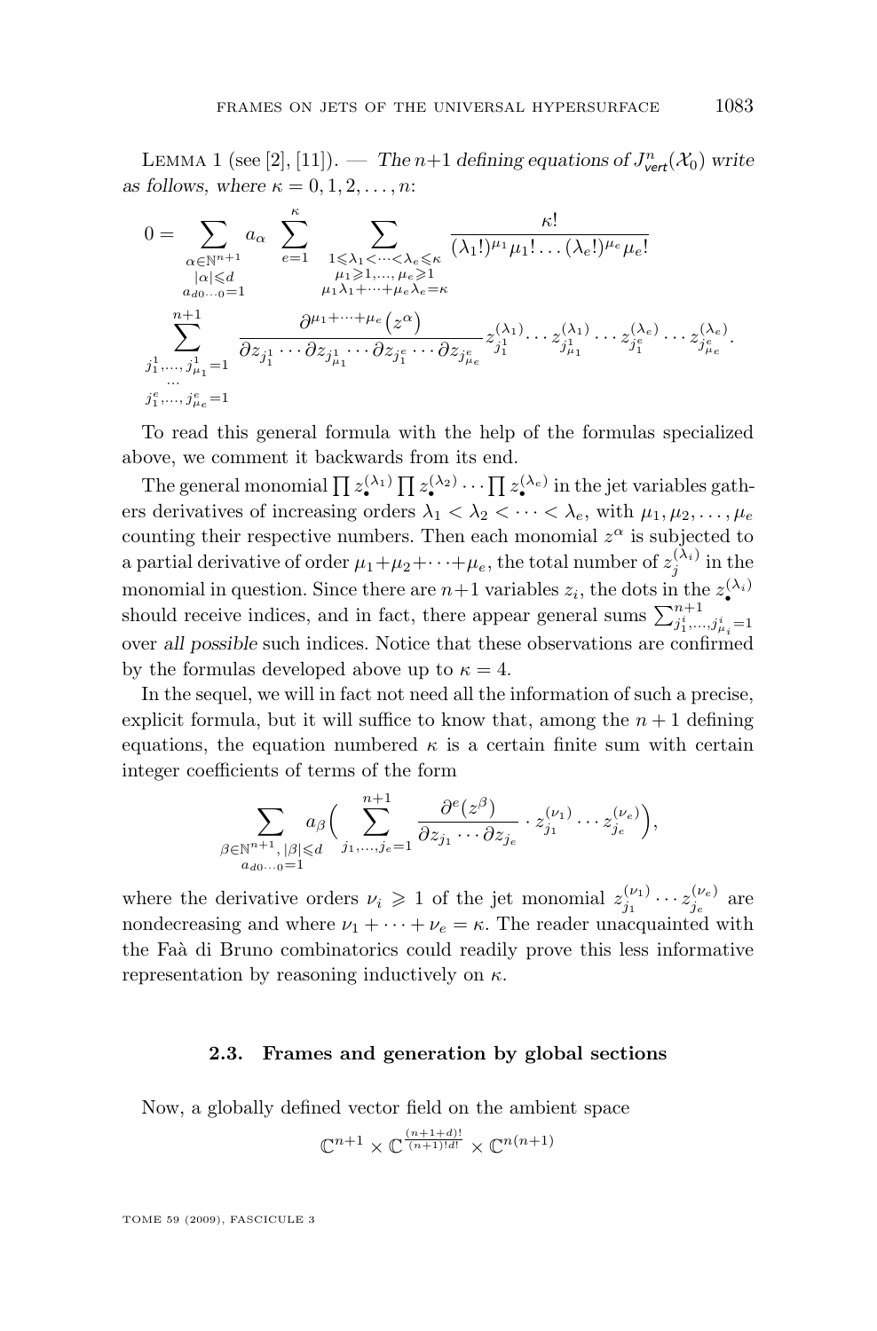Lemma 1 (see [2], [11]). — *The* $n+1$ *defining equations of* $J^n_{\mathsf{vert}}(\mathcal{X}_0)$ *write as follows, where* $\kappa = 0, 1, 2, \dots, n$:

$$
0 = \sum_{\substack{\alpha \in \mathbb{N}^{n+1} \\ |\alpha| \leqslant d \\ a_{d0\cdots 0}=1}} a_\alpha \sum_{e=1}^{\kappa} \sum_{\substack{1 \leqslant \lambda_1 < \cdots < \lambda_e \leqslant \kappa \\ \mu_1 \geqslant 1, \dots, \mu_e \geqslant 1 \\ \mu_1\lambda_1 + \cdots + \mu_e\lambda_e = \kappa}} \frac{\kappa!}{(\lambda_1!)^{\mu_1}\mu_1! \dots (\lambda_e!)^{\mu_e}\mu_e!}
$$

$$
\sum_{\substack{j_1^1, \dots, j_{\mu_1}^1 = 1 \\ \cdots \\ j_1^e, \dots, j_{\mu_e}^e = 1}}^{n+1} \frac{\partial^{\mu_1 + \cdots + \mu_e}\big(z^\alpha\big)}{\partial z_{j_1^1} \cdots \partial z_{j_{\mu_1}^1} \cdots \partial z_{j_1^e} \cdots \partial z_{j_{\mu_e}^e}} z_{j_1^1}^{(\lambda_1)} \cdots z_{j_{\mu_1}^1}^{(\lambda_1)} \cdots z_{j_1^e}^{(\lambda_e)} \cdots z_{j_{\mu_e}^e}^{(\lambda_e)}.
$$

To read this general formula with the help of the formulas specialized above, we comment it backwards from its end.

The general monomial $\prod z_\bullet^{(\lambda_1)} \prod z_\bullet^{(\lambda_2)} \cdots \prod z_\bullet^{(\lambda_e)}$ in the jet variables gathers derivatives of increasing orders $\lambda_1 < \lambda_2 < \cdots < \lambda_e$, with $\mu_1, \mu_2, \dots, \mu_e$ counting their respective numbers. Then each monomial $z^\alpha$ is subjected to a partial derivative of order $\mu_1 + \mu_2 + \cdots + \mu_e$, the total number of $z_j^{(\lambda_i)}$ in the monomial in question. Since there are $n+1$ variables $z_i$, the dots in the $z_\bullet^{(\lambda_i)}$ should receive indices, and in fact, there appear general sums $\sum_{j_1^i, \dots, j_{\mu_i}^i = 1}^{n+1}$ over *all possible* such indices. Notice that these observations are confirmed by the formulas developed above up to $\kappa = 4$.

In the sequel, we will in fact not need all the information of such a precise, explicit formula, but it will suffice to know that, among the $n+1$ defining equations, the equation numbered $\kappa$ is a certain finite sum with certain integer coefficients of terms of the form

$$
\sum_{\substack{\beta \in \mathbb{N}^{n+1}, \, |\beta| \leqslant d \\ a_{d0\cdots 0}=1}} a_\beta \Big( \sum_{j_1, \dots, j_e = 1}^{n+1} \frac{\partial^e (z^\beta)}{\partial z_{j_1} \cdots \partial z_{j_e}} \cdot z_{j_1}^{(\nu_1)} \cdots z_{j_e}^{(\nu_e)} \Big),
$$

where the derivative orders $\nu_i \geqslant 1$ of the jet monomial $z_{j_1}^{(\nu_1)} \cdots z_{j_e}^{(\nu_e)}$ are nondecreasing and where $\nu_1 + \cdots + \nu_e = \kappa$. The reader unacquainted with the Faà di Bruno combinatorics could readily prove this less informative representation by reasoning inductively on $\kappa$.

### 2.3. Frames and generation by global sections

Now, a globally defined vector field on the ambient space

$$
\mathbb{C}^{n+1} \times \mathbb{C}^{\frac{(n+1+d)!}{(n+1)!d!}} \times \mathbb{C}^{n(n+1)}
$$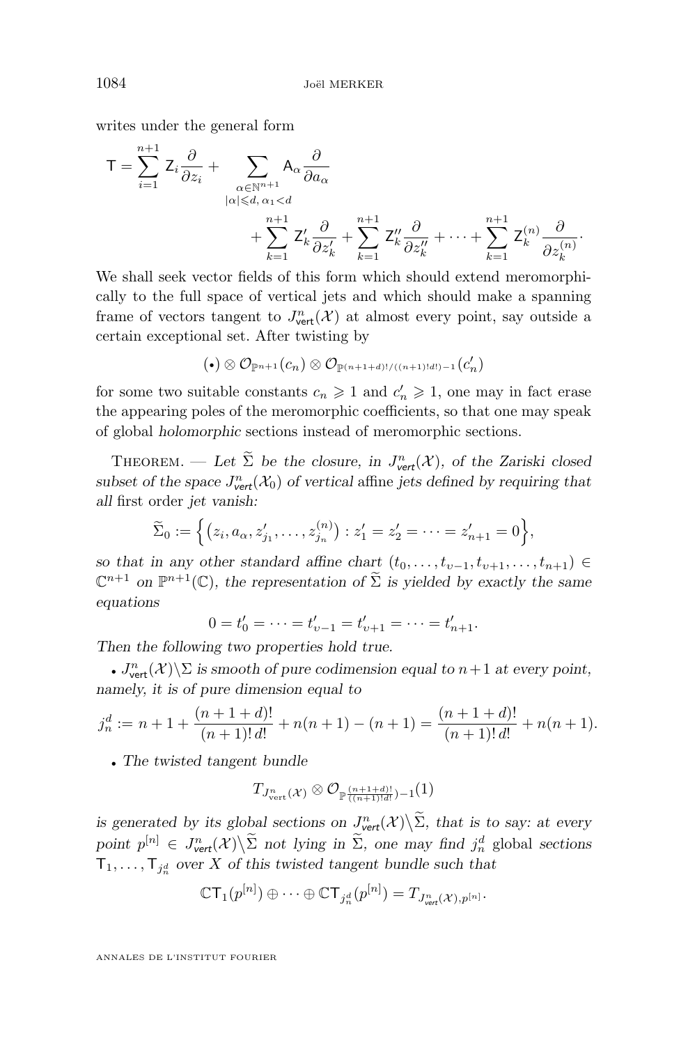writes under the general form

$$\mathsf{T} = \sum_{i=1}^{n+1} \mathsf{Z}_i \frac{\partial}{\partial z_i} + \sum_{\substack{\alpha\in\mathbb{N}^{n+1}\\ |\alpha|\leqslant d,\, \alpha_1<d}} \mathsf{A}_\alpha \frac{\partial}{\partial a_\alpha} + \sum_{k=1}^{n+1} \mathsf{Z}_k' \frac{\partial}{\partial z_k'} + \sum_{k=1}^{n+1} \mathsf{Z}_k'' \frac{\partial}{\partial z_k''} + \cdots + \sum_{k=1}^{n+1} \mathsf{Z}_k^{(n)} \frac{\partial}{\partial z_k^{(n)}}.$$

We shall seek vector fields of this form which should extend meromorphically to the full space of vertical jets and which should make a spanning frame of vectors tangent to $J^n_{\mathsf{vert}}(\mathcal{X})$ at almost every point, say outside a certain exceptional set. After twisting by

$$(\bullet) \otimes \mathcal{O}_{\mathbb{P}^{n+1}}(c_n) \otimes \mathcal{O}_{\mathbb{P}^{(n+1+d)!/((n+1)!d!)-1}}(c_n')$$

for some two suitable constants $c_n \geqslant 1$ and $c_n' \geqslant 1$, one may in fact erase the appearing poles of the meromorphic coefficients, so that one may speak of global *holomorphic* sections instead of meromorphic sections.

Theorem. — *Let $\widetilde{\Sigma}$ be the closure, in $J^n_{vert}(\mathcal{X})$, of the Zariski closed subset of the space $J^n_{vert}(\mathcal{X}_0)$ of vertical* affine *jets defined by requiring that* all first order *jet vanish:*

$$\widetilde{\Sigma}_0 := \Big\{ \big(z_i, a_\alpha, z_{j_1}', \dots, z_{j_n}^{(n)}\big) : z_1' = z_2' = \cdots = z_{n+1}' = 0 \Big\},$$

*so that in any other standard affine chart $(t_0, \dots, t_{\upsilon-1}, t_{\upsilon+1}, \dots, t_{n+1}) \in \mathbb{C}^{n+1}$ on $\mathbb{P}^{n+1}(\mathbb{C})$, the representation of $\widetilde{\Sigma}$ is yielded by exactly the same equations*

$$0 = t_0' = \cdots = t_{\upsilon-1}' = t_{\upsilon+1}' = \cdots = t_{n+1}'.$$

*Then the following two properties hold true.*

- $J^n_{\mathsf{vert}}(\mathcal{X})\backslash\Sigma$ *is smooth of pure codimension equal to $n+1$ at every point, namely, it is of pure dimension equal to*

$$j_n^d := n+1 + \frac{(n+1+d)!}{(n+1)!\,d!} + n(n+1) - (n+1) = \frac{(n+1+d)!}{(n+1)!\,d!} + n(n+1).$$

- *The twisted tangent bundle*

$$T_{J^n_{\mathrm{vert}}(\mathcal{X})} \otimes \mathcal{O}_{\mathbb{P}^{\frac{(n+1+d)!}{((n+1)!d!)}-1}}(1)$$

*is generated by its global sections on $J^n_{vert}(\mathcal{X})\backslash\widetilde{\Sigma}$, that is to say: at every point $p^{[n]} \in J^n_{vert}(\mathcal{X})\backslash\widetilde{\Sigma}$ not lying in $\widetilde{\Sigma}$, one may find $j_n^d$* global *sections $\mathsf{T}_1, \dots, \mathsf{T}_{j_n^d}$ over $X$ of this twisted tangent bundle such that*

$$\mathbb{C}\mathsf{T}_1(p^{[n]}) \oplus \cdots \oplus \mathbb{C}\mathsf{T}_{j_n^d}(p^{[n]}) = T_{J^n_{vert}(\mathcal{X}),p^{[n]}}.$$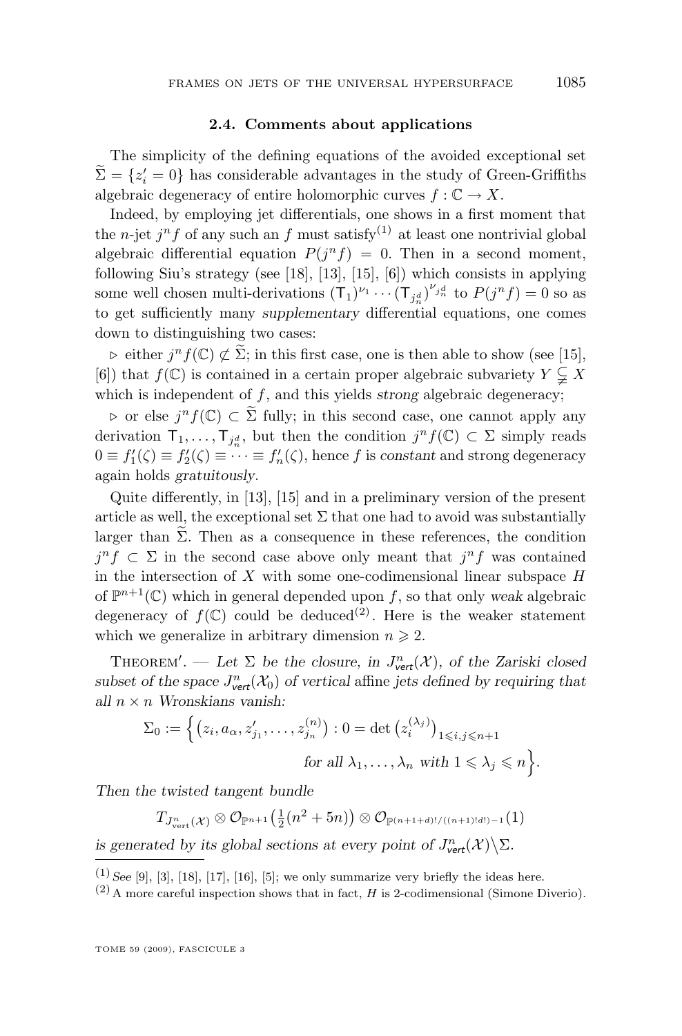### 2.4. Comments about applications

The simplicity of the defining equations of the avoided exceptional set $\widetilde{\Sigma} = \{z_i' = 0\}$ has considerable advantages in the study of Green-Griffiths algebraic degeneracy of entire holomorphic curves $f : \mathbb{C} \to X$.

Indeed, by employing jet differentials, one shows in a first moment that the $n$-jet $j^n f$ of any such an $f$ must satisfy[1] at least one nontrivial global algebraic differential equation $P(j^n f) = 0$. Then in a second moment, following Siu's strategy (see [18], [13], [15], [6]) which consists in applying some well chosen multi-derivations $(\mathsf{T}_1)^{\nu_1} \cdots (\mathsf{T}_{j_n^d})^{\nu_{j_n^d}}$ to $P(j^n f) = 0$ so as to get sufficiently many *supplementary* differential equations, one comes down to distinguishing two cases:

▷ either $j^n f(\mathbb{C}) \not\subset \widetilde{\Sigma}$; in this first case, one is then able to show (see [15], [6]) that $f(\mathbb{C})$ is contained in a certain proper algebraic subvariety $Y \subsetneq X$ which is independent of $f$, and this yields *strong* algebraic degeneracy;

▷ or else $j^n f(\mathbb{C}) \subset \widetilde{\Sigma}$ fully; in this second case, one cannot apply any derivation $\mathsf{T}_1, \ldots, \mathsf{T}_{j_n^d}$, but then the condition $j^n f(\mathbb{C}) \subset \Sigma$ simply reads $0 \equiv f_1'(\zeta) \equiv f_2'(\zeta) \equiv \cdots \equiv f_n'(\zeta)$, hence $f$ is *constant* and strong degeneracy again holds *gratuitously*.

Quite differently, in [13], [15] and in a preliminary version of the present article as well, the exceptional set $\Sigma$ that one had to avoid was substantially larger than $\widetilde{\Sigma}$. Then as a consequence in these references, the condition $j^n f \subset \Sigma$ in the second case above only meant that $j^n f$ was contained in the intersection of $X$ with some one-codimensional linear subspace $H$ of $\mathbb{P}^{n+1}(\mathbb{C})$ which in general depended upon $f$, so that only *weak* algebraic degeneracy of $f(\mathbb{C})$ could be deduced[2]. Here is the weaker statement which we generalize in arbitrary dimension $n \geqslant 2$.

Theorem′. — *Let $\Sigma$ be the closure, in $J^n_{vert}(\mathcal{X})$, of the Zariski closed subset of the space $J^n_{vert}(\mathcal{X}_0)$ of vertical* affine *jets defined by requiring that all $n \times n$ Wronskians vanish:*

$$\Sigma_0 := \Big\{ \big(z_i, a_\alpha, z'_{j_1}, \ldots, z^{(n)}_{j_n}\big) : 0 = \det \big(z_i^{(\lambda_j)}\big)_{1 \leqslant i,j \leqslant n+1} \text{ for all } \lambda_1, \ldots, \lambda_n \text{ with } 1 \leqslant \lambda_j \leqslant n \Big\}.$$

*Then the twisted tangent bundle*

$$T_{J^n_{\mathrm{vert}}(\mathcal{X})} \otimes \mathcal{O}_{\mathbb{P}^{n+1}}\big(\tfrac{1}{2}(n^2 + 5n)\big) \otimes \mathcal{O}_{\mathbb{P}^{(n+1+d)!/((n+1)!\,d!)-1}}(1)$$

*is generated by its global sections at every point of $J^n_{vert}(\mathcal{X}) \backslash \Sigma$.*

---

[1] *See* [9], [3], [18], [17], [16], [5]; we only summarize very briefly the ideas here.

[2] A more careful inspection shows that in fact, $H$ is 2-codimensional (Simone Diverio).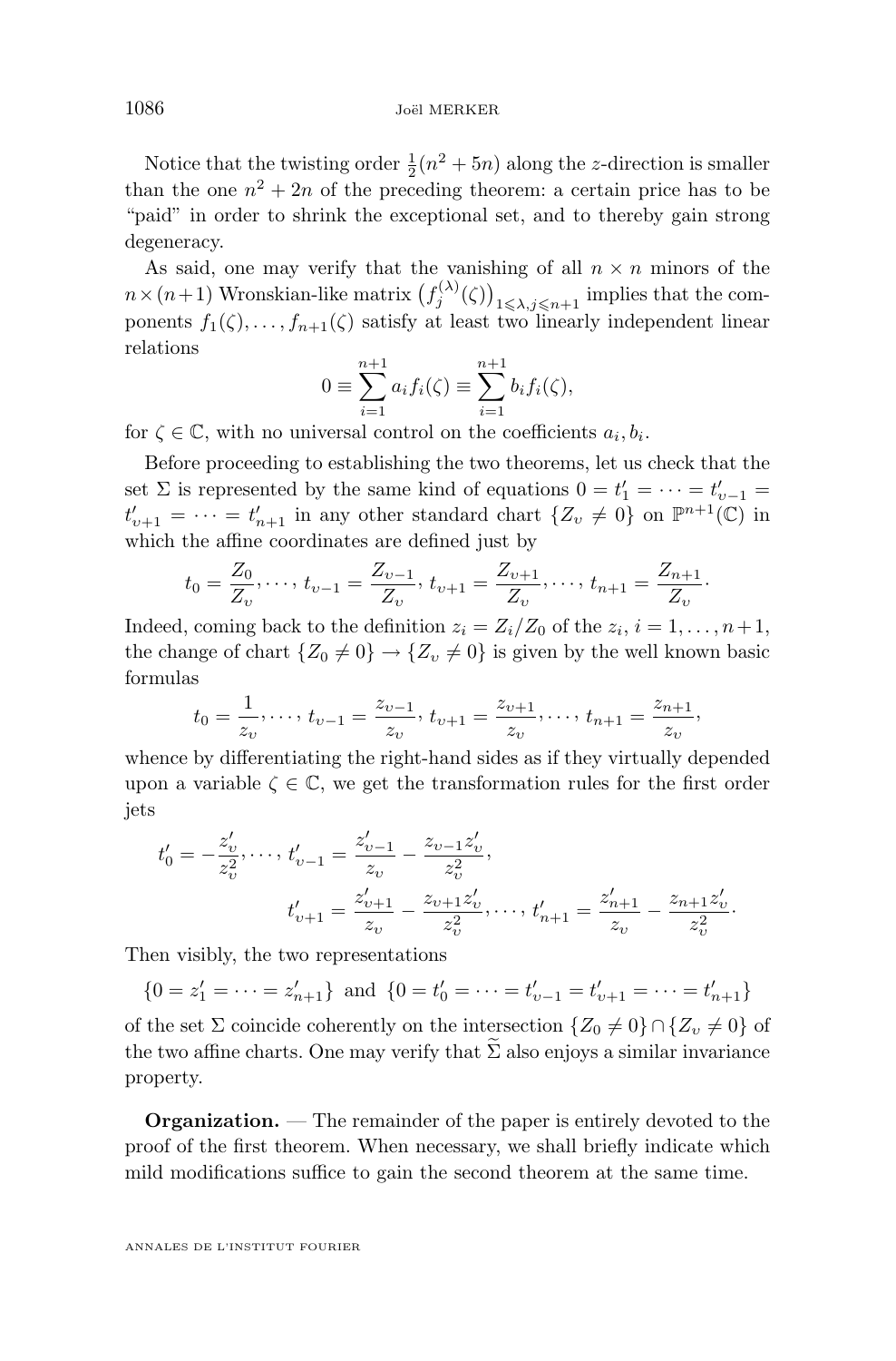Notice that the twisting order $\frac{1}{2}(n^2+5n)$ along the $z$-direction is smaller than the one $n^2+2n$ of the preceding theorem: a certain price has to be "paid" in order to shrink the exceptional set, and to thereby gain strong degeneracy.

As said, one may verify that the vanishing of all $n \times n$ minors of the $n \times (n+1)$ Wronskian-like matrix $\big(f_j^{(\lambda)}(\zeta)\big)_{1 \leqslant \lambda, j \leqslant n+1}$ implies that the components $f_1(\zeta), \dots, f_{n+1}(\zeta)$ satisfy at least two linearly independent linear relations

$$0 \equiv \sum_{i=1}^{n+1} a_i f_i(\zeta) \equiv \sum_{i=1}^{n+1} b_i f_i(\zeta),$$

for $\zeta \in \mathbb{C}$, with no universal control on the coefficients $a_i, b_i$.

Before proceeding to establishing the two theorems, let us check that the set $\Sigma$ is represented by the same kind of equations $0 = t_1' = \cdots = t_{\upsilon-1}' = t_{\upsilon+1}' = \cdots = t_{n+1}'$ in any other standard chart $\{Z_\upsilon \neq 0\}$ on $\mathbb{P}^{n+1}(\mathbb{C})$ in which the affine coordinates are defined just by

$$t_0 = \frac{Z_0}{Z_\upsilon}, \dots, t_{\upsilon-1} = \frac{Z_{\upsilon-1}}{Z_\upsilon}, \, t_{\upsilon+1} = \frac{Z_{\upsilon+1}}{Z_\upsilon}, \dots, t_{n+1} = \frac{Z_{n+1}}{Z_\upsilon}.$$

Indeed, coming back to the definition $z_i = Z_i/Z_0$ of the $z_i$, $i = 1, \dots, n+1$, the change of chart $\{Z_0 \neq 0\} \to \{Z_\upsilon \neq 0\}$ is given by the well known basic formulas

$$t_0 = \frac{1}{z_\upsilon}, \dots, t_{\upsilon-1} = \frac{z_{\upsilon-1}}{z_\upsilon}, \, t_{\upsilon+1} = \frac{z_{\upsilon+1}}{z_\upsilon}, \dots, t_{n+1} = \frac{z_{n+1}}{z_\upsilon},$$

whence by differentiating the right-hand sides as if they virtually depended upon a variable $\zeta \in \mathbb{C}$, we get the transformation rules for the first order jets

$$t_0' = -\frac{z_\upsilon'}{z_\upsilon^2}, \dots, t_{\upsilon-1}' = \frac{z_{\upsilon-1}'}{z_\upsilon} - \frac{z_{\upsilon-1} z_\upsilon'}{z_\upsilon^2},$$
$$t_{\upsilon+1}' = \frac{z_{\upsilon+1}'}{z_\upsilon} - \frac{z_{\upsilon+1} z_\upsilon'}{z_\upsilon^2}, \dots, t_{n+1}' = \frac{z_{n+1}'}{z_\upsilon} - \frac{z_{n+1} z_\upsilon'}{z_\upsilon^2}.$$

Then visibly, the two representations

$$\{0 = z_1' = \cdots = z_{n+1}'\} \text{ and } \{0 = t_0' = \cdots = t_{\upsilon-1}' = t_{\upsilon+1}' = \cdots = t_{n+1}'\}$$

of the set $\Sigma$ coincide coherently on the intersection $\{Z_0 \neq 0\} \cap \{Z_\upsilon \neq 0\}$ of the two affine charts. One may verify that $\widetilde{\Sigma}$ also enjoys a similar invariance property.

**Organization.** — The remainder of the paper is entirely devoted to the proof of the first theorem. When necessary, we shall briefly indicate which mild modifications suffice to gain the second theorem at the same time.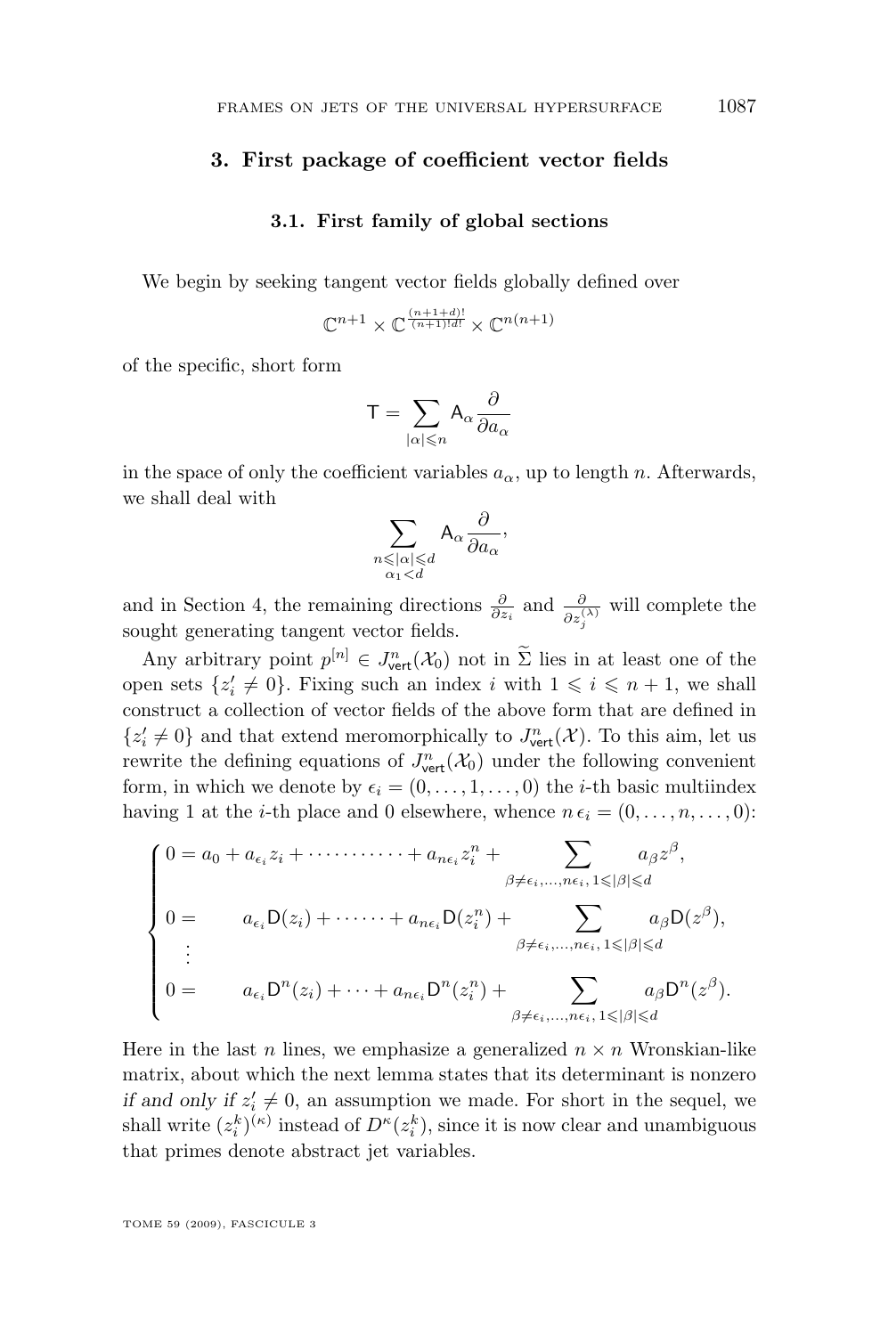## 3. First package of coefficient vector fields

### 3.1. First family of global sections

We begin by seeking tangent vector fields globally defined over

$$\mathbb{C}^{n+1} \times \mathbb{C}^{\frac{(n+1+d)!}{(n+1)!d!}} \times \mathbb{C}^{n(n+1)}$$

of the specific, short form

$$\mathsf{T} = \sum_{|\alpha| \leqslant n} \mathsf{A}_\alpha \frac{\partial}{\partial a_\alpha}$$

in the space of only the coefficient variables $a_\alpha$, up to length $n$. Afterwards, we shall deal with

$$\sum_{\substack{n \leqslant |\alpha| \leqslant d \\ \alpha_1 < d}} \mathsf{A}_\alpha \frac{\partial}{\partial a_\alpha},$$

and in Section 4, the remaining directions $\frac{\partial}{\partial z_i}$ and $\frac{\partial}{\partial z_j^{(\lambda)}}$ will complete the sought generating tangent vector fields.

Any arbitrary point $p^{[n]} \in J^n_{\mathsf{vert}}(\mathcal{X}_0)$ not in $\widetilde{\Sigma}$ lies in at least one of the open sets $\{z_i' \neq 0\}$. Fixing such an index $i$ with $1 \leqslant i \leqslant n+1$, we shall construct a collection of vector fields of the above form that are defined in $\{z_i' \neq 0\}$ and that extend meromorphically to $J^n_{\mathsf{vert}}(\mathcal{X})$. To this aim, let us rewrite the defining equations of $J^n_{\mathsf{vert}}(\mathcal{X}_0)$ under the following convenient form, in which we denote by $\epsilon_i = (0, \ldots, 1, \ldots, 0)$ the $i$-th basic multiindex having 1 at the $i$-th place and 0 elsewhere, whence $n\,\epsilon_i = (0, \ldots, n, \ldots, 0)$:

$$\begin{cases} 0 = a_0 + a_{\epsilon_i} z_i + \cdots\cdots\cdots\cdots + a_{n\epsilon_i} z_i^n + \displaystyle\sum_{\beta \neq \epsilon_i, \ldots, n\epsilon_i,\, 1 \leqslant |\beta| \leqslant d} a_\beta z^\beta, \\ 0 = \qquad a_{\epsilon_i} \mathsf{D}(z_i) + \cdots\cdots + a_{n\epsilon_i} \mathsf{D}(z_i^n) + \displaystyle\sum_{\beta \neq \epsilon_i, \ldots, n\epsilon_i,\, 1 \leqslant |\beta| \leqslant d} a_\beta \mathsf{D}(z^\beta), \\ \quad \vdots \\ 0 = \qquad a_{\epsilon_i} \mathsf{D}^n(z_i) + \cdots + a_{n\epsilon_i} \mathsf{D}^n(z_i^n) + \displaystyle\sum_{\beta \neq \epsilon_i, \ldots, n\epsilon_i,\, 1 \leqslant |\beta| \leqslant d} a_\beta \mathsf{D}^n(z^\beta). \end{cases}$$

Here in the last $n$ lines, we emphasize a generalized $n \times n$ Wronskian-like matrix, about which the next lemma states that its determinant is nonzero *if and only if* $z_i' \neq 0$, an assumption we made. For short in the sequel, we shall write $(z_i^k)^{(\kappa)}$ instead of $D^\kappa(z_i^k)$, since it is now clear and unambiguous that primes denote abstract jet variables.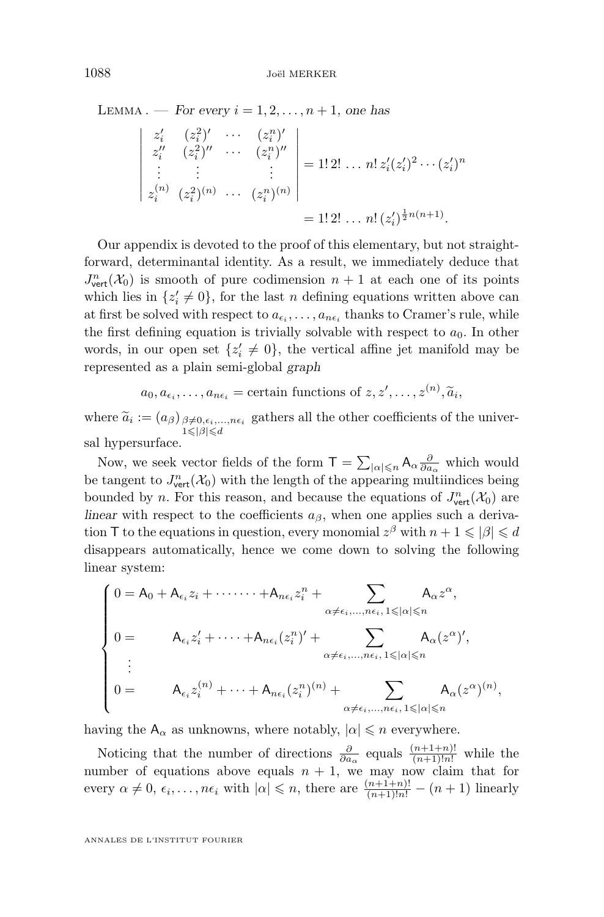LEMMA. — *For every $i = 1, 2, \ldots, n+1$, one has*

$$
\begin{vmatrix}
z_i' & (z_i^2)' & \cdots & (z_i^n)' \\
z_i'' & (z_i^2)'' & \cdots & (z_i^n)'' \\
\vdots & \vdots & & \vdots \\
z_i^{(n)} & (z_i^2)^{(n)} & \cdots & (z_i^n)^{(n)}
\end{vmatrix}
= 1!\,2!\,\ldots\,n!\, z_i'(z_i')^2 \cdots (z_i')^n
$$

$$
= 1!\,2!\,\ldots\,n!\,(z_i')^{\frac{1}{2}n(n+1)}.
$$

Our appendix is devoted to the proof of this elementary, but not straightforward, determinantal identity. As a result, we immediately deduce that $J^n_{\mathsf{vert}}(\mathcal{X}_0)$ is smooth of pure codimension $n+1$ at each one of its points which lies in $\{z_i' \neq 0\}$, for the last $n$ defining equations written above can at first be solved with respect to $a_{\epsilon_i}, \ldots, a_{n\epsilon_i}$ thanks to Cramer's rule, while the first defining equation is trivially solvable with respect to $a_0$. In other words, in our open set $\{z_i' \neq 0\}$, the vertical affine jet manifold may be represented as a plain semi-global *graph*

$$
a_0, a_{\epsilon_i}, \ldots, a_{n\epsilon_i} = \text{certain functions of } z, z', \ldots, z^{(n)}, \widetilde{a}_i,
$$

where $\widetilde{a}_i := (a_\beta)_{\substack{\beta \neq 0, \epsilon_i, \ldots, n\epsilon_i \\ 1 \leqslant |\beta| \leqslant d}}$ gathers all the other coefficients of the universal hypersurface.

Now, we seek vector fields of the form $\mathsf{T} = \sum_{|\alpha| \leqslant n} \mathsf{A}_\alpha \frac{\partial}{\partial a_\alpha}$ which would be tangent to $J^n_{\mathsf{vert}}(\mathcal{X}_0)$ with the length of the appearing multiindices being bounded by $n$. For this reason, and because the equations of $J^n_{\mathsf{vert}}(\mathcal{X}_0)$ are *linear* with respect to the coefficients $a_\beta$, when one applies such a derivation $\mathsf{T}$ to the equations in question, every monomial $z^\beta$ with $n+1 \leqslant |\beta| \leqslant d$ disappears automatically, hence we come down to solving the following linear system:

$$
\begin{cases}
0 = \mathsf{A}_0 + \mathsf{A}_{\epsilon_i} z_i + \cdots\cdots + \mathsf{A}_{n\epsilon_i} z_i^n + \displaystyle\sum_{\alpha \neq \epsilon_i, \ldots, n\epsilon_i,\, 1 \leqslant |\alpha| \leqslant n} \mathsf{A}_\alpha z^\alpha, \\
0 = \qquad \mathsf{A}_{\epsilon_i} z_i' + \cdots + \mathsf{A}_{n\epsilon_i} (z_i^n)' + \displaystyle\sum_{\alpha \neq \epsilon_i, \ldots, n\epsilon_i,\, 1 \leqslant |\alpha| \leqslant n} \mathsf{A}_\alpha (z^\alpha)', \\
\quad \vdots \\
0 = \qquad \mathsf{A}_{\epsilon_i} z_i^{(n)} + \cdots + \mathsf{A}_{n\epsilon_i} (z_i^n)^{(n)} + \displaystyle\sum_{\alpha \neq \epsilon_i, \ldots, n\epsilon_i,\, 1 \leqslant |\alpha| \leqslant n} \mathsf{A}_\alpha (z^\alpha)^{(n)},
\end{cases}
$$

having the $\mathsf{A}_\alpha$ as unknowns, where notably, $|\alpha| \leqslant n$ everywhere.

Noticing that the number of directions $\frac{\partial}{\partial a_\alpha}$ equals $\frac{(n+1+n)!}{(n+1)!\,n!}$ while the number of equations above equals $n+1$, we may now claim that for every $\alpha \neq 0, \epsilon_i, \ldots, n\epsilon_i$ with $|\alpha| \leqslant n$, there are $\frac{(n+1+n)!}{(n+1)!\,n!} - (n+1)$ linearly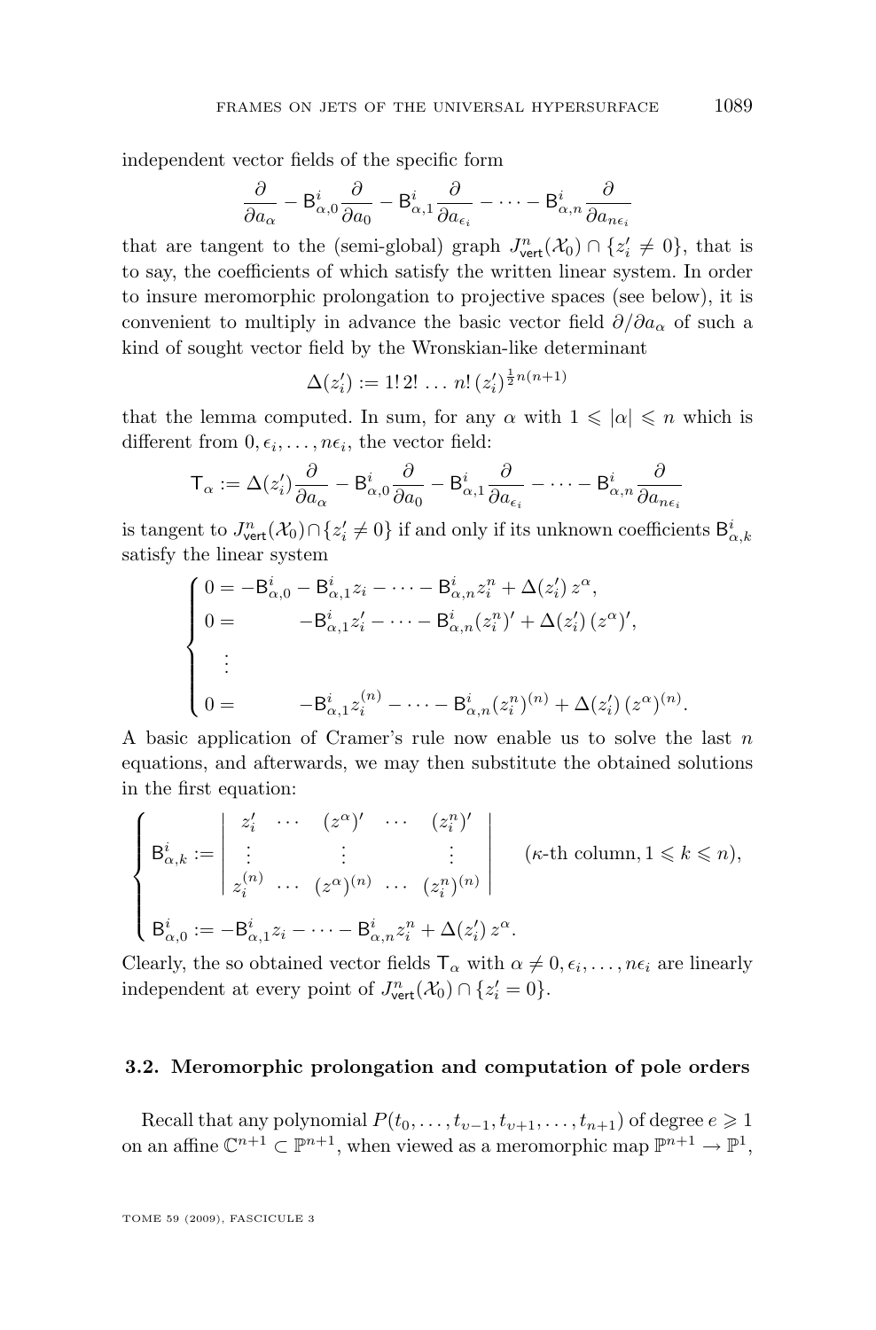independent vector fields of the specific form

$$\frac{\partial}{\partial a_\alpha} - \mathsf{B}^i_{\alpha,0}\frac{\partial}{\partial a_0} - \mathsf{B}^i_{\alpha,1}\frac{\partial}{\partial a_{\epsilon_i}} - \cdots - \mathsf{B}^i_{\alpha,n}\frac{\partial}{\partial a_{n\epsilon_i}}$$

that are tangent to the (semi-global) graph $J^n_{\mathsf{vert}}(\mathcal{X}_0) \cap \{z_i' \neq 0\}$, that is to say, the coefficients of which satisfy the written linear system. In order to insure meromorphic prolongation to projective spaces (see below), it is convenient to multiply in advance the basic vector field $\partial/\partial a_\alpha$ of such a kind of sought vector field by the Wronskian-like determinant

$$\Delta(z_i') := 1!\,2!\,\ldots\,n!\,(z_i')^{\frac{1}{2}n(n+1)}$$

that the lemma computed. In sum, for any $\alpha$ with $1 \leqslant |\alpha| \leqslant n$ which is different from $0, \epsilon_i, \ldots, n\epsilon_i$, the vector field:

$$\mathsf{T}_\alpha := \Delta(z_i')\frac{\partial}{\partial a_\alpha} - \mathsf{B}^i_{\alpha,0}\frac{\partial}{\partial a_0} - \mathsf{B}^i_{\alpha,1}\frac{\partial}{\partial a_{\epsilon_i}} - \cdots - \mathsf{B}^i_{\alpha,n}\frac{\partial}{\partial a_{n\epsilon_i}}$$

is tangent to $J^n_{\mathsf{vert}}(\mathcal{X}_0) \cap \{z_i' \neq 0\}$ if and only if its unknown coefficients $\mathsf{B}^i_{\alpha,k}$ satisfy the linear system

$$\begin{cases} 0 = -\mathsf{B}^i_{\alpha,0} - \mathsf{B}^i_{\alpha,1}z_i - \cdots - \mathsf{B}^i_{\alpha,n}z_i^n + \Delta(z_i')\,z^\alpha, \\ 0 = \qquad\quad -\mathsf{B}^i_{\alpha,1}z_i' - \cdots - \mathsf{B}^i_{\alpha,n}(z_i^n)' + \Delta(z_i')\,(z^\alpha)', \\ \quad \vdots \\ 0 = \qquad\quad -\mathsf{B}^i_{\alpha,1}z_i^{(n)} - \cdots - \mathsf{B}^i_{\alpha,n}(z_i^n)^{(n)} + \Delta(z_i')\,(z^\alpha)^{(n)}. \end{cases}$$

A basic application of Cramer's rule now enable us to solve the last $n$ equations, and afterwards, we may then substitute the obtained solutions in the first equation:

$$\begin{cases} \mathsf{B}^i_{\alpha,k} := \begin{vmatrix} z_i' & \cdots & (z^\alpha)' & \cdots & (z_i^n)' \\ \vdots & & \vdots & & \vdots \\ z_i^{(n)} & \cdots & (z^\alpha)^{(n)} & \cdots & (z_i^n)^{(n)} \end{vmatrix} \qquad (\kappa\text{-th column}, 1 \leqslant k \leqslant n), \\ \\ \mathsf{B}^i_{\alpha,0} := -\mathsf{B}^i_{\alpha,1}z_i - \cdots - \mathsf{B}^i_{\alpha,n}z_i^n + \Delta(z_i')\,z^\alpha. \end{cases}$$

Clearly, the so obtained vector fields $\mathsf{T}_\alpha$ with $\alpha \neq 0, \epsilon_i, \ldots, n\epsilon_i$ are linearly independent at every point of $J^n_{\mathsf{vert}}(\mathcal{X}_0) \cap \{z_i' = 0\}$.

### 3.2. Meromorphic prolongation and computation of pole orders

Recall that any polynomial $P(t_0, \ldots, t_{\upsilon-1}, t_{\upsilon+1}, \ldots, t_{n+1})$ of degree $e \geqslant 1$ on an affine $\mathbb{C}^{n+1} \subset \mathbb{P}^{n+1}$, when viewed as a meromorphic map $\mathbb{P}^{n+1} \to \mathbb{P}^1$,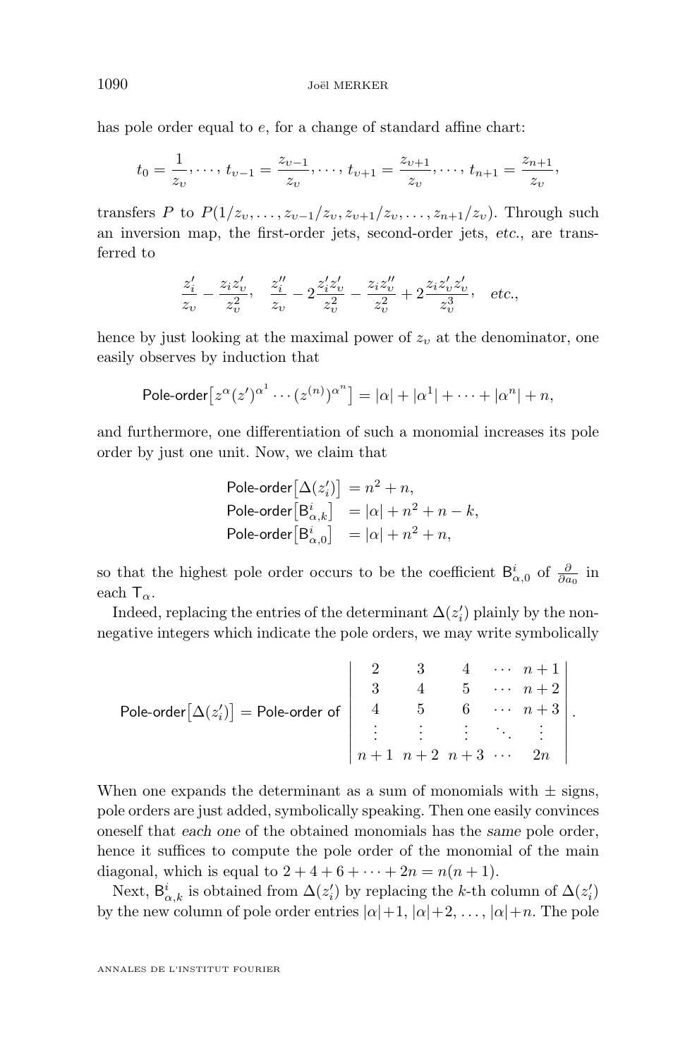has pole order equal to $e$, for a change of standard affine chart:

$$t_0 = \frac{1}{z_\upsilon}, \dots, t_{\upsilon-1} = \frac{z_{\upsilon-1}}{z_\upsilon}, \dots, t_{\upsilon+1} = \frac{z_{\upsilon+1}}{z_\upsilon}, \dots, t_{n+1} = \frac{z_{n+1}}{z_\upsilon},$$

transfers $P$ to $P(1/z_\upsilon, \dots, z_{\upsilon-1}/z_\upsilon, z_{\upsilon+1}/z_\upsilon, \dots, z_{n+1}/z_\upsilon)$. Through such an inversion map, the first-order jets, second-order jets, *etc.*, are transferred to

$$\frac{z_i'}{z_\upsilon} - \frac{z_i z_\upsilon'}{z_\upsilon^2}, \quad \frac{z_i''}{z_\upsilon} - 2\frac{z_i' z_\upsilon'}{z_\upsilon^2} - \frac{z_i z_\upsilon''}{z_\upsilon^2} + 2\frac{z_i z_\upsilon' z_\upsilon'}{z_\upsilon^3}, \quad etc.,$$

hence by just looking at the maximal power of $z_\upsilon$ at the denominator, one easily observes by induction that

$$\mathsf{Pole\text{-}order}\big[z^\alpha (z')^{\alpha^1} \cdots (z^{(n)})^{\alpha^n}\big] = |\alpha| + |\alpha^1| + \cdots + |\alpha^n| + n,$$

and furthermore, one differentiation of such a monomial increases its pole order by just one unit. Now, we claim that

$$\begin{aligned}
\mathsf{Pole\text{-}order}\big[\Delta(z_i')\big] &= n^2 + n, \\
\mathsf{Pole\text{-}order}\big[\mathsf{B}^i_{\alpha,k}\big] &= |\alpha| + n^2 + n - k, \\
\mathsf{Pole\text{-}order}\big[\mathsf{B}^i_{\alpha,0}\big] &= |\alpha| + n^2 + n,
\end{aligned}$$

so that the highest pole order occurs to be the coefficient $\mathsf{B}^i_{\alpha,0}$ of $\frac{\partial}{\partial a_0}$ in each $\mathsf{T}_\alpha$.

Indeed, replacing the entries of the determinant $\Delta(z_i')$ plainly by the nonnegative integers which indicate the pole orders, we may write symbolically

$$\mathsf{Pole\text{-}order}\big[\Delta(z_i')\big] = \mathsf{Pole\text{-}order\ of} \begin{vmatrix} 2 & 3 & 4 & \cdots & n+1 \\ 3 & 4 & 5 & \cdots & n+2 \\ 4 & 5 & 6 & \cdots & n+3 \\ \vdots & \vdots & \vdots & \ddots & \vdots \\ n+1 & n+2 & n+3 & \cdots & 2n \end{vmatrix}.$$

When one expands the determinant as a sum of monomials with $\pm$ signs, pole orders are just added, symbolically speaking. Then one easily convinces oneself that *each one* of the obtained monomials has the *same* pole order, hence it suffices to compute the pole order of the monomial of the main diagonal, which is equal to $2 + 4 + 6 + \cdots + 2n = n(n+1)$.

Next, $\mathsf{B}^i_{\alpha,k}$ is obtained from $\Delta(z_i')$ by replacing the $k$-th column of $\Delta(z_i')$ by the new column of pole order entries $|\alpha|+1, |\alpha|+2, \dots, |\alpha|+n$. The pole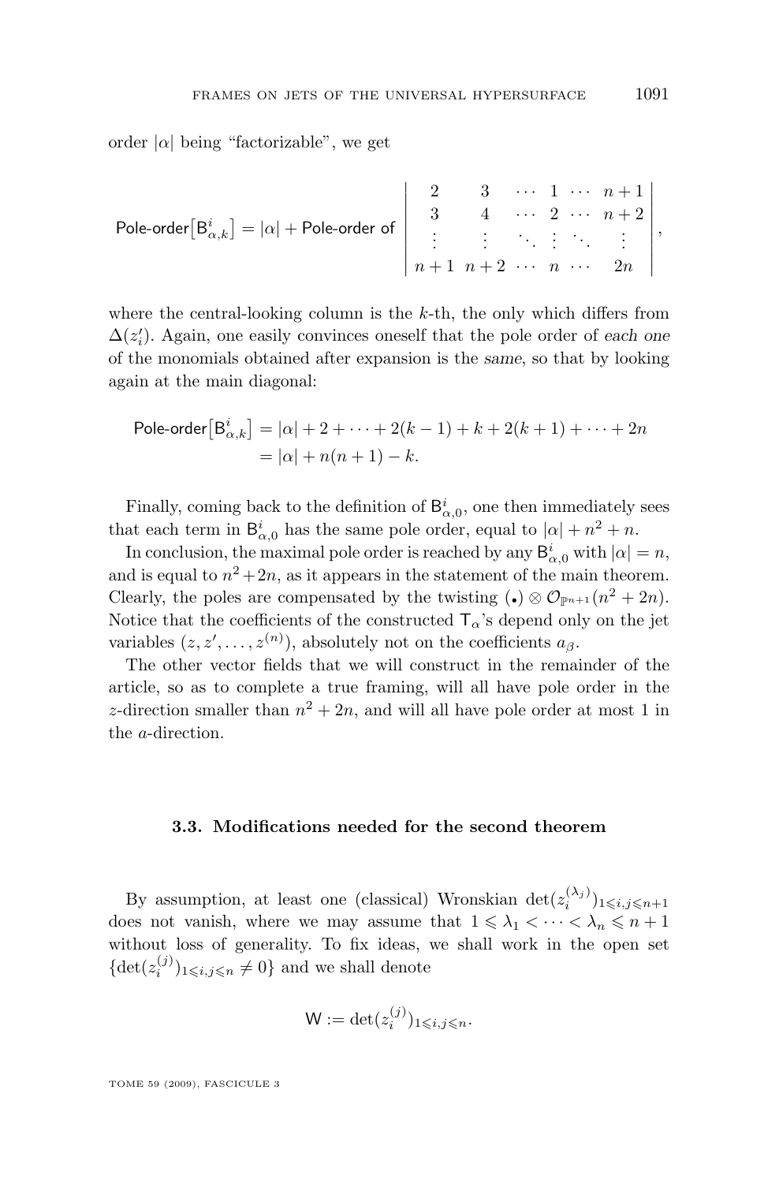order $|\alpha|$ being "factorizable", we get

$$\mathsf{Pole\text{-}order}\big[\mathsf{B}^i_{\alpha,k}\big] = |\alpha| + \mathsf{Pole\text{-}order\ of}\ \begin{vmatrix} 2 & 3 & \cdots & 1 & \cdots & n+1 \\ 3 & 4 & \cdots & 2 & \cdots & n+2 \\ \vdots & \vdots & \ddots & \vdots & \ddots & \vdots \\ n+1 & n+2 & \cdots & n & \cdots & 2n \end{vmatrix},$$

where the central-looking column is the $k$-th, the only which differs from $\Delta(z_i')$. Again, one easily convinces oneself that the pole order of *each one* of the monomials obtained after expansion is the *same*, so that by looking again at the main diagonal:

$$\begin{aligned} \mathsf{Pole\text{-}order}\big[\mathsf{B}^i_{\alpha,k}\big] &= |\alpha| + 2 + \cdots + 2(k-1) + k + 2(k+1) + \cdots + 2n \\ &= |\alpha| + n(n+1) - k. \end{aligned}$$

Finally, coming back to the definition of $\mathsf{B}^i_{\alpha,0}$, one then immediately sees that each term in $\mathsf{B}^i_{\alpha,0}$ has the same pole order, equal to $|\alpha| + n^2 + n$.

In conclusion, the maximal pole order is reached by any $\mathsf{B}^i_{\alpha,0}$ with $|\alpha| = n$, and is equal to $n^2 + 2n$, as it appears in the statement of the main theorem. Clearly, the poles are compensated by the twisting $(\bullet) \otimes \mathcal{O}_{\mathbb{P}^{n+1}}(n^2 + 2n)$. Notice that the coefficients of the constructed $\mathsf{T}_\alpha$'s depend only on the jet variables $(z, z', \ldots, z^{(n)})$, absolutely not on the coefficients $a_\beta$.

The other vector fields that we will construct in the remainder of the article, so as to complete a true framing, will all have pole order in the $z$-direction smaller than $n^2 + 2n$, and will all have pole order at most 1 in the $a$-direction.

### 3.3. Modifications needed for the second theorem

By assumption, at least one (classical) Wronskian $\det(z_i^{(\lambda_j)})_{1\leqslant i,j\leqslant n+1}$ does not vanish, where we may assume that $1 \leqslant \lambda_1 < \cdots < \lambda_n \leqslant n+1$ without loss of generality. To fix ideas, we shall work in the open set $\{\det(z_i^{(j)})_{1\leqslant i,j\leqslant n} \neq 0\}$ and we shall denote

$$\mathsf{W} := \det(z_i^{(j)})_{1\leqslant i,j\leqslant n}.$$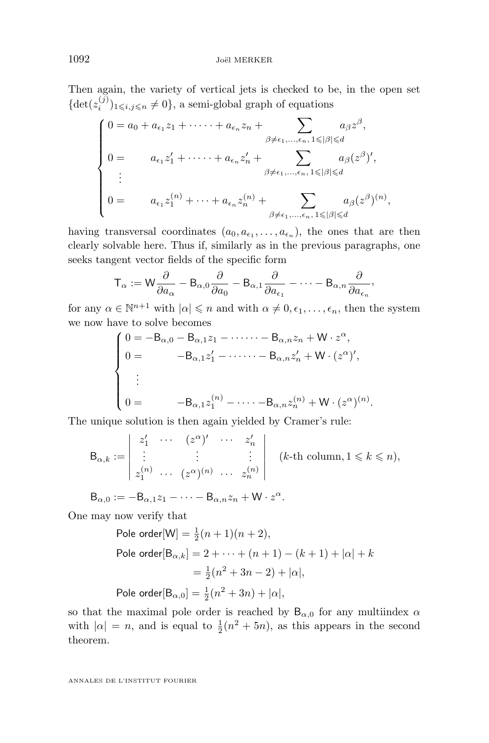Then again, the variety of vertical jets is checked to be, in the open set $\{\det(z_i^{(j)})_{1\leqslant i,j\leqslant n} \neq 0\}$, a semi-global graph of equations

$$
\begin{cases}
0 = a_0 + a_{\epsilon_1} z_1 + \cdots\cdots + a_{\epsilon_n} z_n + \displaystyle\sum_{\beta\neq\epsilon_1,\dots,\epsilon_n,\, 1\leqslant|\beta|\leqslant d} a_\beta z^\beta, \\
0 = \qquad a_{\epsilon_1} z_1' + \cdots\cdots + a_{\epsilon_n} z_n' + \displaystyle\sum_{\beta\neq\epsilon_1,\dots,\epsilon_n,\, 1\leqslant|\beta|\leqslant d} a_\beta (z^\beta)', \\
\quad\vdots \\
0 = \qquad a_{\epsilon_1} z_1^{(n)} + \cdots + a_{\epsilon_n} z_n^{(n)} + \displaystyle\sum_{\beta\neq\epsilon_1,\dots,\epsilon_n,\, 1\leqslant|\beta|\leqslant d} a_\beta (z^\beta)^{(n)},
\end{cases}
$$

having transversal coordinates $(a_0, a_{\epsilon_1}, \dots, a_{\epsilon_n})$, the ones that are then clearly solvable here. Thus if, similarly as in the previous paragraphs, one seeks tangent vector fields of the specific form

$$
\mathsf{T}_\alpha := \mathsf{W}\frac{\partial}{\partial a_\alpha} - \mathsf{B}_{\alpha,0}\frac{\partial}{\partial a_0} - \mathsf{B}_{\alpha,1}\frac{\partial}{\partial a_{\epsilon_1}} - \cdots - \mathsf{B}_{\alpha,n}\frac{\partial}{\partial a_{\epsilon_n}},
$$

for any $\alpha \in \mathbb{N}^{n+1}$ with $|\alpha| \leqslant n$ and with $\alpha \neq 0, \epsilon_1, \dots, \epsilon_n$, then the system we now have to solve becomes

$$
\begin{cases}
0 = -\mathsf{B}_{\alpha,0} - \mathsf{B}_{\alpha,1} z_1 - \cdots\cdots - \mathsf{B}_{\alpha,n} z_n + \mathsf{W}\cdot z^\alpha, \\
0 = \qquad -\mathsf{B}_{\alpha,1} z_1' - \cdots\cdots - \mathsf{B}_{\alpha,n} z_n' + \mathsf{W}\cdot (z^\alpha)', \\
\quad\vdots \\
0 = \qquad -\mathsf{B}_{\alpha,1} z_1^{(n)} - \cdots - \mathsf{B}_{\alpha,n} z_n^{(n)} + \mathsf{W}\cdot (z^\alpha)^{(n)}.
\end{cases}
$$

The unique solution is then again yielded by Cramer's rule:

$$
\mathsf{B}_{\alpha,k} := \begin{vmatrix} z_1' & \cdots & (z^\alpha)' & \cdots & z_n' \\ \vdots & & \vdots & & \vdots \\ z_1^{(n)} & \cdots & (z^\alpha)^{(n)} & \cdots & z_n^{(n)} \end{vmatrix} \quad (k\text{-th column}, 1 \leqslant k \leqslant n),
$$

$$
\mathsf{B}_{\alpha,0} := -\mathsf{B}_{\alpha,1} z_1 - \cdots - \mathsf{B}_{\alpha,n} z_n + \mathsf{W}\cdot z^\alpha.
$$

One may now verify that

$$
\begin{aligned}
\text{Pole order}[\mathsf{W}] &= \tfrac{1}{2}(n+1)(n+2), \\
\text{Pole order}[\mathsf{B}_{\alpha,k}] &= 2 + \cdots + (n+1) - (k+1) + |\alpha| + k \\
&= \tfrac{1}{2}(n^2 + 3n - 2) + |\alpha|, \\
\text{Pole order}[\mathsf{B}_{\alpha,0}] &= \tfrac{1}{2}(n^2 + 3n) + |\alpha|,
\end{aligned}
$$

so that the maximal pole order is reached by $\mathsf{B}_{\alpha,0}$ for any multiindex $\alpha$ with $|\alpha| = n$, and is equal to $\frac{1}{2}(n^2 + 5n)$, as this appears in the second theorem.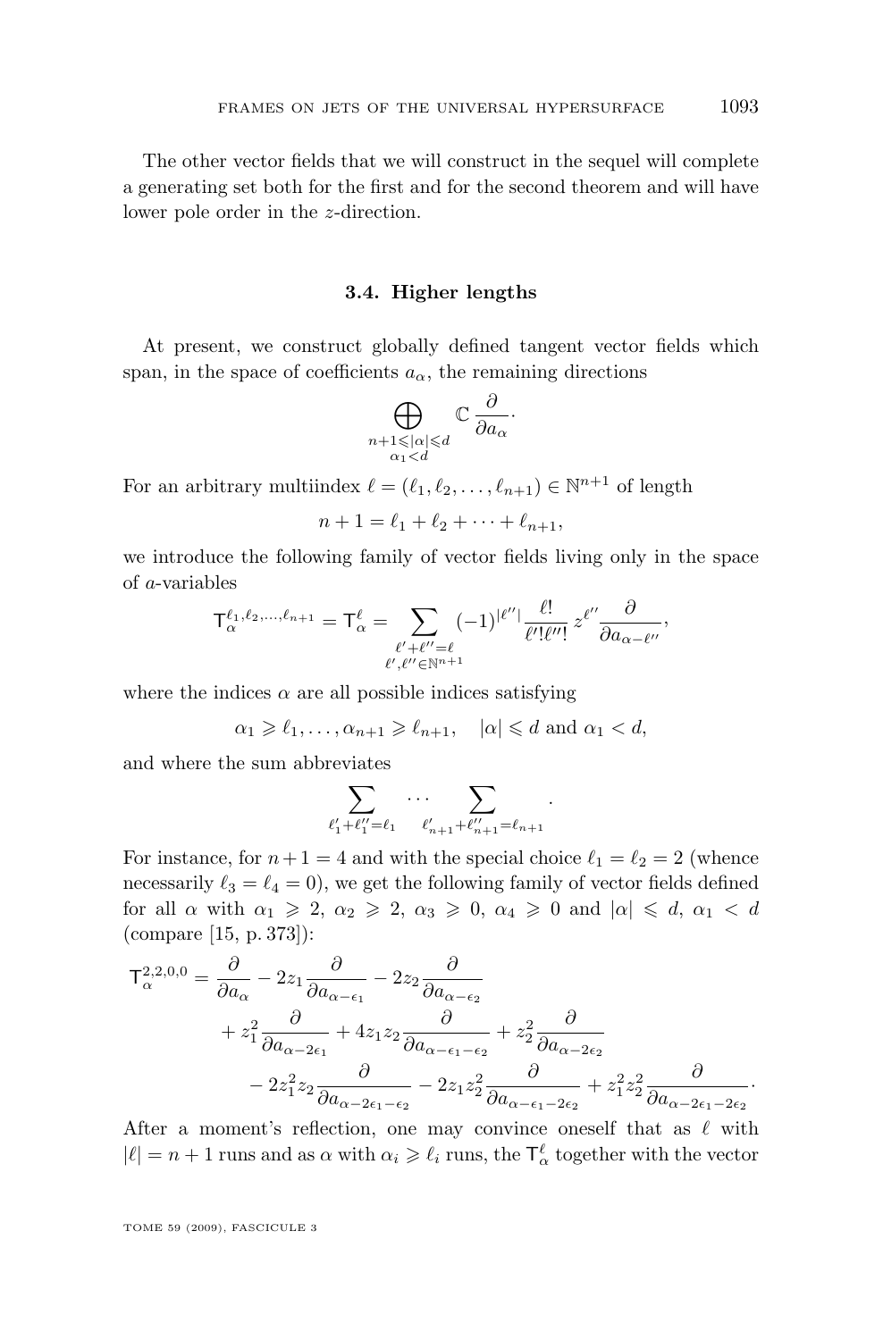The other vector fields that we will construct in the sequel will complete a generating set both for the first and for the second theorem and will have lower pole order in the $z$-direction.

### 3.4. Higher lengths

At present, we construct globally defined tangent vector fields which span, in the space of coefficients $a_\alpha$, the remaining directions

$$\bigoplus_{\substack{n+1 \leqslant |\alpha| \leqslant d \\ \alpha_1 < d}} \mathbb{C} \, \frac{\partial}{\partial a_\alpha}.$$

For an arbitrary multiindex $\ell = (\ell_1, \ell_2, \ldots, \ell_{n+1}) \in \mathbb{N}^{n+1}$ of length

$$n+1 = \ell_1 + \ell_2 + \cdots + \ell_{n+1},$$

we introduce the following family of vector fields living only in the space of $a$-variables

$$\mathsf{T}_\alpha^{\ell_1, \ell_2, \ldots, \ell_{n+1}} = \mathsf{T}_\alpha^{\ell} = \sum_{\substack{\ell' + \ell'' = \ell \\ \ell', \ell'' \in \mathbb{N}^{n+1}}} (-1)^{|\ell''|} \frac{\ell!}{\ell'! \ell''!} \, z^{\ell''} \frac{\partial}{\partial a_{\alpha - \ell''}},$$

where the indices $\alpha$ are all possible indices satisfying

$$\alpha_1 \geqslant \ell_1, \ldots, \alpha_{n+1} \geqslant \ell_{n+1}, \quad |\alpha| \leqslant d \text{ and } \alpha_1 < d,$$

and where the sum abbreviates

$$\sum_{\ell_1' + \ell_1'' = \ell_1} \cdots \sum_{\ell_{n+1}' + \ell_{n+1}'' = \ell_{n+1}}.$$

For instance, for $n+1 = 4$ and with the special choice $\ell_1 = \ell_2 = 2$ (whence necessarily $\ell_3 = \ell_4 = 0$), we get the following family of vector fields defined for all $\alpha$ with $\alpha_1 \geqslant 2$, $\alpha_2 \geqslant 2$, $\alpha_3 \geqslant 0$, $\alpha_4 \geqslant 0$ and $|\alpha| \leqslant d$, $\alpha_1 < d$ (compare [15, p. 373]):

$$\begin{aligned}
\mathsf{T}_\alpha^{2,2,0,0} = & \frac{\partial}{\partial a_\alpha} - 2z_1 \frac{\partial}{\partial a_{\alpha - \epsilon_1}} - 2z_2 \frac{\partial}{\partial a_{\alpha - \epsilon_2}} \\
& + z_1^2 \frac{\partial}{\partial a_{\alpha - 2\epsilon_1}} + 4 z_1 z_2 \frac{\partial}{\partial a_{\alpha - \epsilon_1 - \epsilon_2}} + z_2^2 \frac{\partial}{\partial a_{\alpha - 2\epsilon_2}} \\
& - 2 z_1^2 z_2 \frac{\partial}{\partial a_{\alpha - 2\epsilon_1 - \epsilon_2}} - 2 z_1 z_2^2 \frac{\partial}{\partial a_{\alpha - \epsilon_1 - 2\epsilon_2}} + z_1^2 z_2^2 \frac{\partial}{\partial a_{\alpha - 2\epsilon_1 - 2\epsilon_2}}.
\end{aligned}$$

After a moment's reflection, one may convince oneself that as $\ell$ with $|\ell| = n+1$ runs and as $\alpha$ with $\alpha_i \geqslant \ell_i$ runs, the $\mathsf{T}_\alpha^\ell$ together with the vector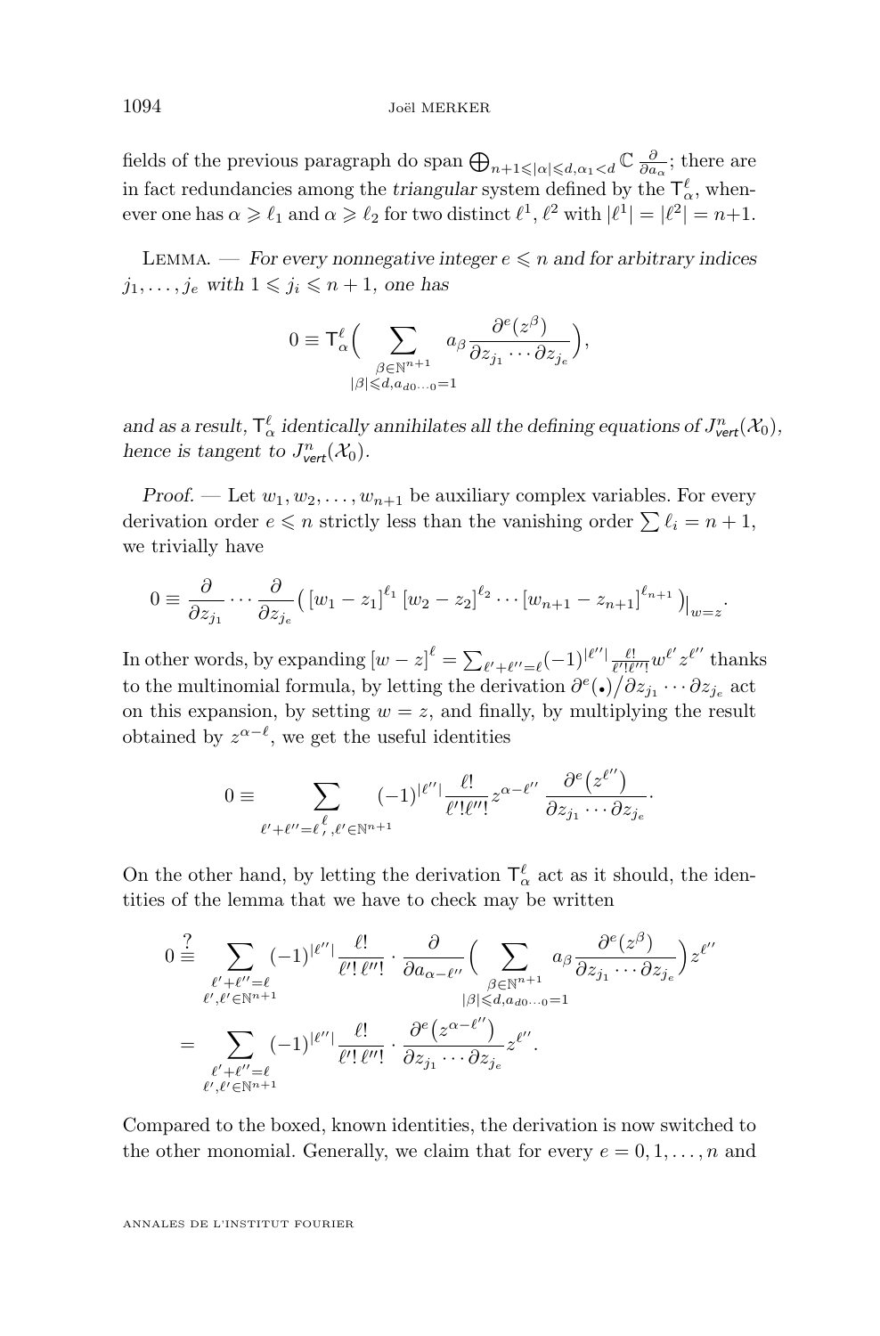fields of the previous paragraph do span $\bigoplus_{n+1\leqslant|\alpha|\leqslant d,\alpha_1<d}\mathbb{C}\,\frac{\partial}{\partial a_\alpha}$; there are in fact redundancies among the *triangular* system defined by the $\mathsf{T}^\ell_\alpha$, whenever one has $\alpha\geqslant\ell_1$ and $\alpha\geqslant\ell_2$ for two distinct $\ell^1,\ell^2$ with $|\ell^1|=|\ell^2|=n{+}1$.

Lemma. — *For every nonnegative integer $e\leqslant n$ and for arbitrary indices $j_1,\dots,j_e$ with $1\leqslant j_i\leqslant n+1$, one has*

$$
0\equiv \mathsf{T}^\ell_\alpha\Big(\sum_{\substack{\beta\in\mathbb{N}^{n+1}\\ |\beta|\leqslant d,a_{d0\cdots 0}=1}} a_\beta\frac{\partial^e(z^\beta)}{\partial z_{j_1}\cdots\partial z_{j_e}}\Big),
$$

*and as a result, $\mathsf{T}^\ell_\alpha$ identically annihilates all the defining equations of $J^n_{\mathsf{vert}}(\mathcal{X}_0)$, hence is tangent to $J^n_{\mathsf{vert}}(\mathcal{X}_0)$.*

*Proof.* — Let $w_1,w_2,\dots,w_{n+1}$ be auxiliary complex variables. For every derivation order $e\leqslant n$ strictly less than the vanishing order $\sum\ell_i=n+1$, we trivially have

$$
0\equiv\frac{\partial}{\partial z_{j_1}}\cdots\frac{\partial}{\partial z_{j_e}}\big(\left[w_1-z_1\right]^{\ell_1}\left[w_2-z_2\right]^{\ell_2}\cdots\left[w_{n+1}-z_{n+1}\right]^{\ell_{n+1}}\big)\big|_{w=z}.
$$

In other words, by expanding $\left[w-z\right]^\ell=\sum_{\ell'+\ell''=\ell}(-1)^{|\ell''|}\frac{\ell!}{\ell'!\ell''!}w^{\ell'}z^{\ell''}$ thanks to the multinomial formula, by letting the derivation $\partial^e(\bullet)/\partial z_{j_1}\cdots\partial z_{j_e}$ act on this expansion, by setting $w=z$, and finally, by multiplying the result obtained by $z^{\alpha-\ell}$, we get the useful identities

$$
0\equiv\sum_{\ell'+\ell''=\ell,\,\ell'\in\mathbb{N}^{n+1}}(-1)^{|\ell''|}\frac{\ell!}{\ell'!\ell''!}z^{\alpha-\ell''}\,\frac{\partial^e\big(z^{\ell''}\big)}{\partial z_{j_1}\cdots\partial z_{j_e}}.
$$

On the other hand, by letting the derivation $\mathsf{T}^\ell_\alpha$ act as it should, the identities of the lemma that we have to check may be written

$$
\begin{aligned}
0&\overset{?}{\equiv}\sum_{\substack{\ell'+\ell''=\ell\\ \ell',\ell'\in\mathbb{N}^{n+1}}}(-1)^{|\ell''|}\frac{\ell!}{\ell'!\,\ell''!}\cdot\frac{\partial}{\partial a_{\alpha-\ell''}}\Big(\sum_{\substack{\beta\in\mathbb{N}^{n+1}\\ |\beta|\leqslant d,a_{d0\cdots 0}=1}}a_\beta\frac{\partial^e(z^\beta)}{\partial z_{j_1}\cdots\partial z_{j_e}}\Big)z^{\ell''}\\
&=\sum_{\substack{\ell'+\ell''=\ell\\ \ell',\ell'\in\mathbb{N}^{n+1}}}(-1)^{|\ell''|}\frac{\ell!}{\ell'!\,\ell''!}\cdot\frac{\partial^e\big(z^{\alpha-\ell''}\big)}{\partial z_{j_1}\cdots\partial z_{j_e}}z^{\ell''}.
\end{aligned}
$$

Compared to the boxed, known identities, the derivation is now switched to the other monomial. Generally, we claim that for every $e=0,1,\dots,n$ and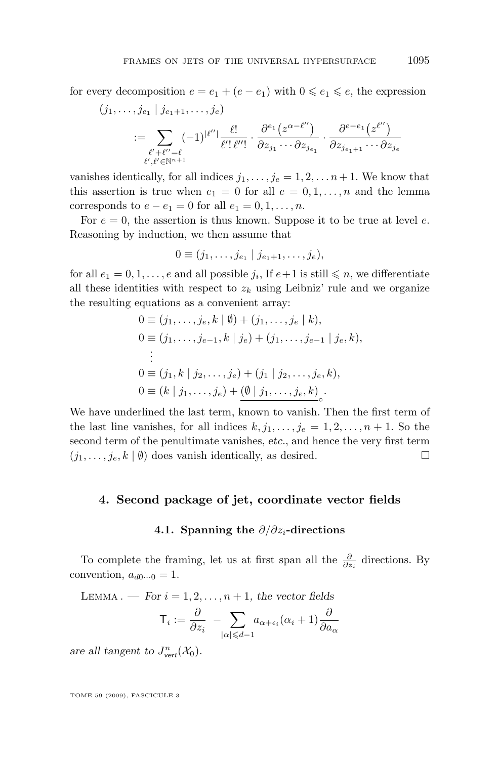for every decomposition $e = e_1 + (e - e_1)$ with $0 \leqslant e_1 \leqslant e$, the expression

$$
\begin{aligned}
&(j_1, \dots, j_{e_1} \mid j_{e_1+1}, \dots, j_e) \\
&\quad := \sum_{\substack{\ell' + \ell'' = \ell \\ \ell', \ell' \in \mathbb{N}^{n+1}}} (-1)^{|\ell''|} \frac{\ell!}{\ell'!\, \ell''!} \cdot \frac{\partial^{e_1}\big(z^{\alpha - \ell''}\big)}{\partial z_{j_1} \cdots \partial z_{j_{e_1}}} \cdot \frac{\partial^{e - e_1}\big(z^{\ell''}\big)}{\partial z_{j_{e_1+1}} \cdots \partial z_{j_e}}
\end{aligned}
$$

vanishes identically, for all indices $j_1, \dots, j_e = 1, 2, \dots n+1$. We know that this assertion is true when $e_1 = 0$ for all $e = 0, 1, \dots, n$ and the lemma corresponds to $e - e_1 = 0$ for all $e_1 = 0, 1, \dots, n$.

For $e = 0$, the assertion is thus known. Suppose it to be true at level $e$. Reasoning by induction, we then assume that

$$
0 \equiv (j_1, \dots, j_{e_1} \mid j_{e_1+1}, \dots, j_e),
$$

for all $e_1 = 0, 1, \dots, e$ and all possible $j_i$, If $e+1$ is still $\leqslant n$, we differentiate all these identities with respect to $z_k$ using Leibniz' rule and we organize the resulting equations as a convenient array:

$$
\begin{aligned}
0 &\equiv (j_1, \dots, j_e, k \mid \emptyset) + (j_1, \dots, j_e \mid k), \\
0 &\equiv (j_1, \dots, j_{e-1}, k \mid j_e) + (j_1, \dots, j_{e-1} \mid j_e, k), \\
&\;\;\vdots \\
0 &\equiv (j_1, k \mid j_2, \dots, j_e) + (j_1 \mid j_2, \dots, j_e, k), \\
0 &\equiv (k \mid j_1, \dots, j_e) + \underline{(\emptyset \mid j_1, \dots, j_e, k)}_{\circ}.
\end{aligned}
$$

We have underlined the last term, known to vanish. Then the first term of the last line vanishes, for all indices $k, j_1, \dots, j_e = 1, 2, \dots, n+1$. So the second term of the penultimate vanishes, *etc.*, and hence the very first term $(j_1, \dots, j_e, k \mid \emptyset)$ does vanish identically, as desired. □

## 4. Second package of jet, coordinate vector fields

### 4.1. Spanning the $\partial/\partial z_i$-directions

To complete the framing, let us at first span all the $\frac{\partial}{\partial z_i}$ directions. By convention, $a_{d0\cdots 0} = 1$.

Lemma. — *For $i = 1, 2, \dots, n+1$, the vector fields*

$$
\mathsf{T}_i := \frac{\partial}{\partial z_i} \; - \sum_{|\alpha| \leqslant d-1} a_{\alpha + \epsilon_i} (\alpha_i + 1) \frac{\partial}{\partial a_\alpha}
$$

*are all tangent to $J^n_{\mathit{vert}}(\mathcal{X}_0)$.*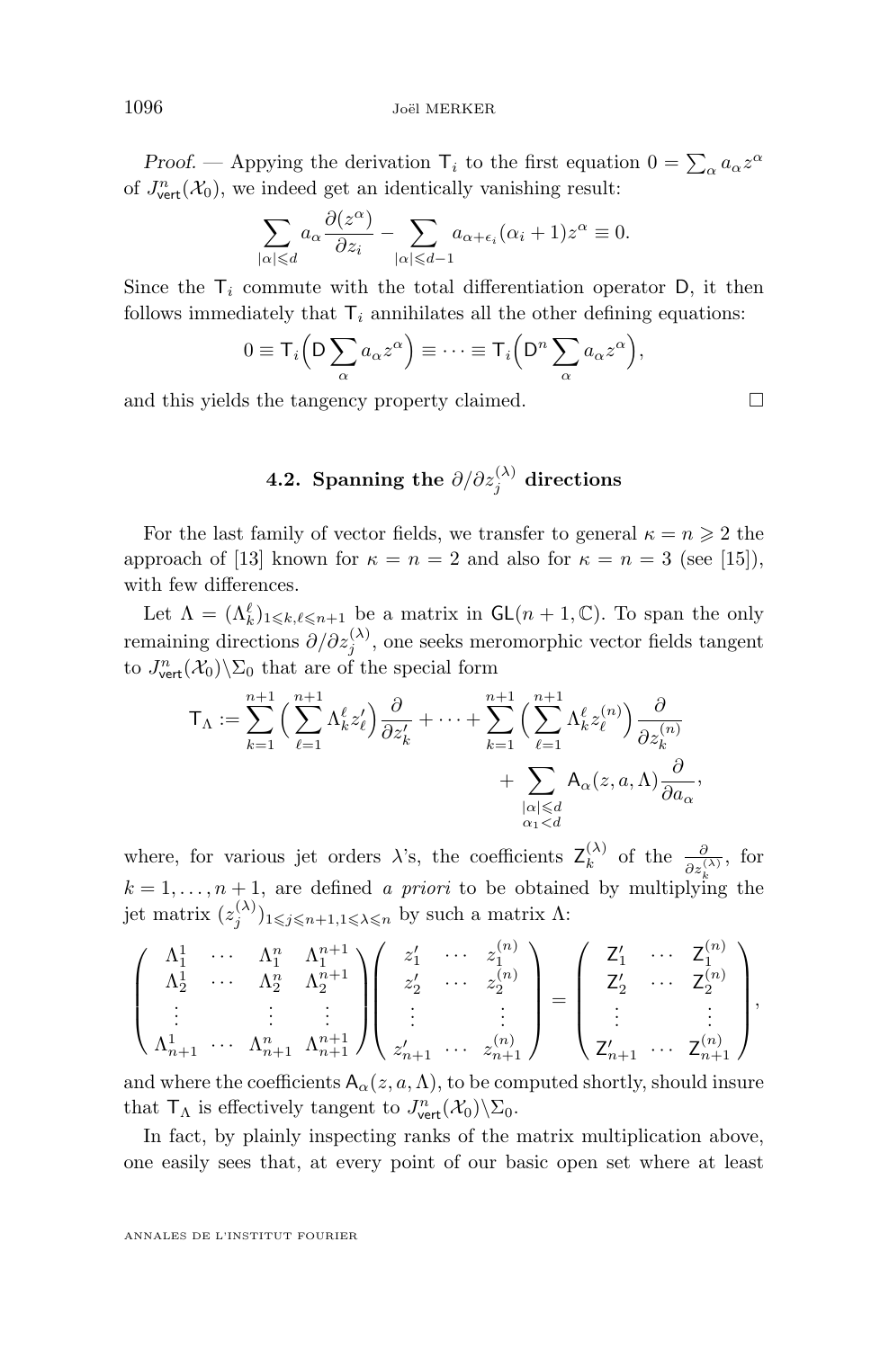*Proof.* — Appying the derivation $\mathsf{T}_i$ to the first equation $0 = \sum_\alpha a_\alpha z^\alpha$ of $J^n_{\mathsf{vert}}(\mathcal{X}_0)$, we indeed get an identically vanishing result:

$$\sum_{|\alpha|\leqslant d} a_\alpha \frac{\partial(z^\alpha)}{\partial z_i} - \sum_{|\alpha|\leqslant d-1} a_{\alpha+\epsilon_i}(\alpha_i+1) z^\alpha \equiv 0.$$

Since the $\mathsf{T}_i$ commute with the total differentiation operator $\mathsf{D}$, it then follows immediately that $\mathsf{T}_i$ annihilates all the other defining equations:

$$0 \equiv \mathsf{T}_i\Big(\mathsf{D}\sum_\alpha a_\alpha z^\alpha\Big) \equiv \cdots \equiv \mathsf{T}_i\Big(\mathsf{D}^n\sum_\alpha a_\alpha z^\alpha\Big),$$

and this yields the tangency property claimed. $\square$

## 4.2. Spanning the $\partial/\partial z_j^{(\lambda)}$ directions

For the last family of vector fields, we transfer to general $\kappa = n \geqslant 2$ the approach of [13] known for $\kappa = n = 2$ and also for $\kappa = n = 3$ (see [15]), with few differences.

Let $\Lambda = (\Lambda_k^\ell)_{1\leqslant k,\ell\leqslant n+1}$ be a matrix in $\mathsf{GL}(n+1,\mathbb{C})$. To span the only remaining directions $\partial/\partial z_j^{(\lambda)}$, one seeks meromorphic vector fields tangent to $J^n_{\mathsf{vert}}(\mathcal{X}_0)\backslash\Sigma_0$ that are of the special form

$$\mathsf{T}_\Lambda := \sum_{k=1}^{n+1}\Big(\sum_{\ell=1}^{n+1}\Lambda_k^\ell z'_\ell\Big)\frac{\partial}{\partial z'_k} + \cdots + \sum_{k=1}^{n+1}\Big(\sum_{\ell=1}^{n+1}\Lambda_k^\ell z_\ell^{(n)}\Big)\frac{\partial}{\partial z_k^{(n)}} + \sum_{\substack{|\alpha|\leqslant d\\ \alpha_1<d}} \mathsf{A}_\alpha(z,a,\Lambda)\frac{\partial}{\partial a_\alpha},$$

where, for various jet orders $\lambda$'s, the coefficients $\mathsf{Z}_k^{(\lambda)}$ of the $\frac{\partial}{\partial z_k^{(\lambda)}}$, for $k = 1,\dots,n+1$, are defined *a priori* to be obtained by multiplying the jet matrix $(z_j^{(\lambda)})_{1\leqslant j\leqslant n+1, 1\leqslant\lambda\leqslant n}$ by such a matrix $\Lambda$:

$$\begin{pmatrix} \Lambda_1^1 & \cdots & \Lambda_1^n & \Lambda_1^{n+1} \\ \Lambda_2^1 & \cdots & \Lambda_2^n & \Lambda_2^{n+1} \\ \vdots & & \vdots & \vdots \\ \Lambda_{n+1}^1 & \cdots & \Lambda_{n+1}^n & \Lambda_{n+1}^{n+1} \end{pmatrix} \begin{pmatrix} z'_1 & \cdots & z_1^{(n)} \\ z'_2 & \cdots & z_2^{(n)} \\ \vdots & & \vdots \\ z'_{n+1} & \cdots & z_{n+1}^{(n)} \end{pmatrix} = \begin{pmatrix} \mathsf{Z}'_1 & \cdots & \mathsf{Z}_1^{(n)} \\ \mathsf{Z}'_2 & \cdots & \mathsf{Z}_2^{(n)} \\ \vdots & & \vdots \\ \mathsf{Z}'_{n+1} & \cdots & \mathsf{Z}_{n+1}^{(n)} \end{pmatrix},$$

and where the coefficients $\mathsf{A}_\alpha(z,a,\Lambda)$, to be computed shortly, should insure that $\mathsf{T}_\Lambda$ is effectively tangent to $J^n_{\mathsf{vert}}(\mathcal{X}_0)\backslash\Sigma_0$.

In fact, by plainly inspecting ranks of the matrix multiplication above, one easily sees that, at every point of our basic open set where at least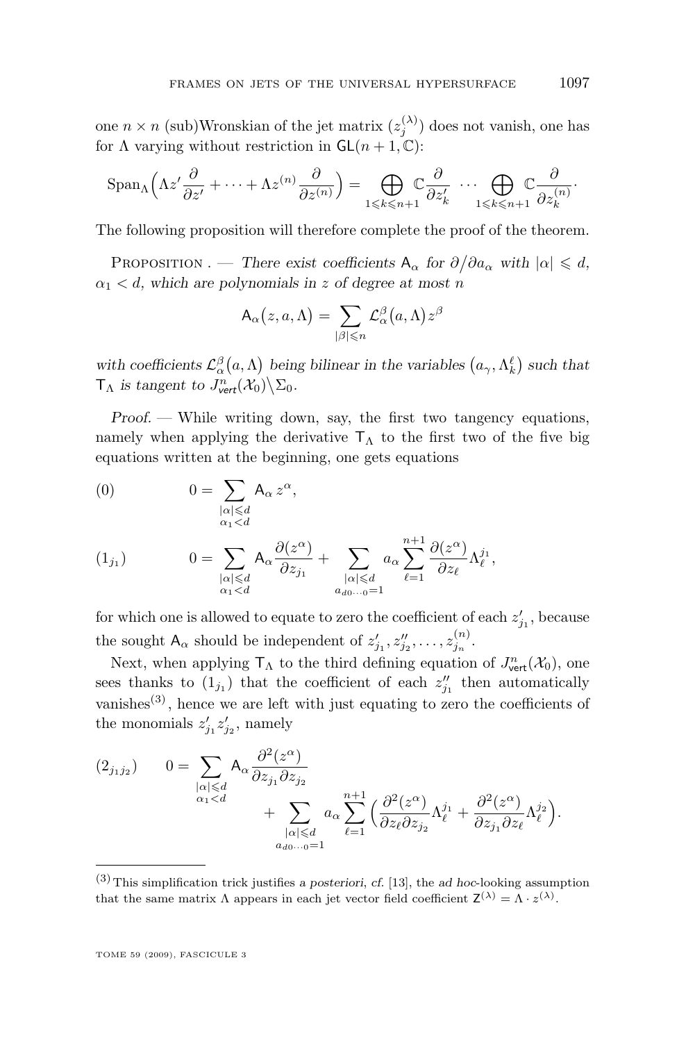one $n \times n$ (sub)Wronskian of the jet matrix $(z_j^{(\lambda)})$ does not vanish, one has for $\Lambda$ varying without restriction in $\mathsf{GL}(n+1, \mathbb{C})$:

$$\mathrm{Span}_\Lambda\Big(\Lambda z' \frac{\partial}{\partial z'} + \cdots + \Lambda z^{(n)} \frac{\partial}{\partial z^{(n)}}\Big) = \bigoplus_{1 \leqslant k \leqslant n+1} \mathbb{C} \frac{\partial}{\partial z_k'} \ \cdots \bigoplus_{1 \leqslant k \leqslant n+1} \mathbb{C} \frac{\partial}{\partial z_k^{(n)}}.$$

The following proposition will therefore complete the proof of the theorem.

Proposition . — *There exist coefficients $\mathsf{A}_\alpha$ for $\partial / \partial a_\alpha$ with $|\alpha| \leqslant d$, $\alpha_1 < d$, which are polynomials in $z$ of degree at most $n$*

$$\mathsf{A}_\alpha\big(z, a, \Lambda\big) = \sum_{|\beta| \leqslant n} \mathcal{L}_\alpha^\beta\big(a, \Lambda\big) z^\beta$$

*with coefficients $\mathcal{L}_\alpha^\beta\big(a, \Lambda\big)$ being bilinear in the variables $\big(a_\gamma, \Lambda_k^\ell\big)$ such that $\mathsf{T}_\Lambda$ is tangent to $J^n_{\mathit{vert}}(\mathcal{X}_0) \backslash \Sigma_0$.*

*Proof.* — While writing down, say, the first two tangency equations, namely when applying the derivative $\mathsf{T}_\Lambda$ to the first two of the five big equations written at the beginning, one gets equations

$$(0) \qquad 0 = \sum_{\substack{|\alpha| \leqslant d \\ \alpha_1 < d}} \mathsf{A}_\alpha \, z^\alpha,$$

$$(1_{j_1}) \qquad 0 = \sum_{\substack{|\alpha| \leqslant d \\ \alpha_1 < d}} \mathsf{A}_\alpha \frac{\partial (z^\alpha)}{\partial z_{j_1}} + \sum_{\substack{|\alpha| \leqslant d \\ a_{d0\cdots 0} = 1}} a_\alpha \sum_{\ell=1}^{n+1} \frac{\partial (z^\alpha)}{\partial z_\ell} \Lambda_\ell^{j_1},$$

for which one is allowed to equate to zero the coefficient of each $z_{j_1}'$, because the sought $\mathsf{A}_\alpha$ should be independent of $z_{j_1}', z_{j_2}'', \ldots, z_{j_n}^{(n)}$.

Next, when applying $\mathsf{T}_\Lambda$ to the third defining equation of $J^n_{\mathsf{vert}}(\mathcal{X}_0)$, one sees thanks to $(1_{j_1})$ that the coefficient of each $z_{j_1}''$ then automatically vanishes[3], hence we are left with just equating to zero the coefficients of the monomials $z_{j_1}' z_{j_2}'$, namely

$$(2_{j_1 j_2}) \qquad 0 = \sum_{\substack{|\alpha| \leqslant d \\ \alpha_1 < d}} \mathsf{A}_\alpha \frac{\partial^2 (z^\alpha)}{\partial z_{j_1} \partial z_{j_2}} + \sum_{\substack{|\alpha| \leqslant d \\ a_{d0\cdots 0} = 1}} a_\alpha \sum_{\ell=1}^{n+1} \Big( \frac{\partial^2 (z^\alpha)}{\partial z_\ell \partial z_{j_2}} \Lambda_\ell^{j_1} + \frac{\partial^2 (z^\alpha)}{\partial z_{j_1} \partial z_\ell} \Lambda_\ell^{j_2} \Big).$$

---

[3] This simplification trick justifies *a posteriori*, *cf.* [13], the *ad hoc*-looking assumption that the same matrix $\Lambda$ appears in each jet vector field coefficient $\mathsf{Z}^{(\lambda)} = \Lambda \cdot z^{(\lambda)}$.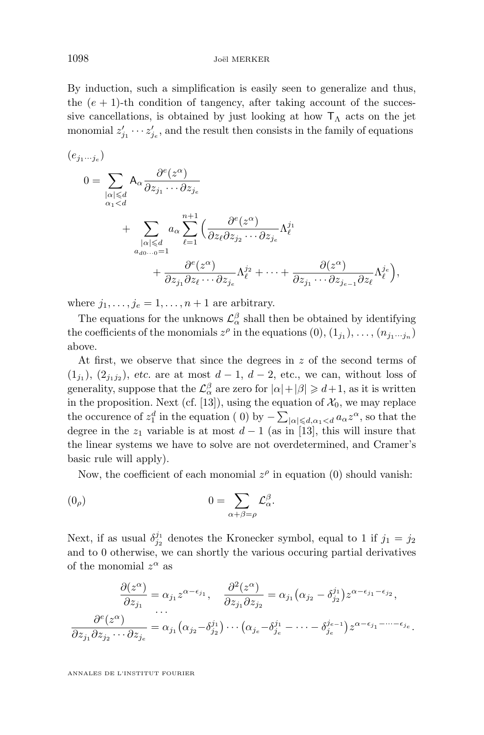By induction, such a simplification is easily seen to generalize and thus, the $(e+1)$-th condition of tangency, after taking account of the successive cancellations, is obtained by just looking at how $\mathsf{T}_\Lambda$ acts on the jet monomial $z'_{j_1} \cdots z'_{j_e}$, and the result then consists in the family of equations

$$
(e_{j_1\cdots j_e})\qquad
\begin{aligned}
0 = \sum_{\substack{|\alpha|\leqslant d\\ \alpha_1<d}} \mathsf{A}_\alpha \frac{\partial^e(z^\alpha)}{\partial z_{j_1}\cdots\partial z_{j_e}}
&+ \sum_{\substack{|\alpha|\leqslant d\\ a_{d0\cdots 0}=1}} a_\alpha \sum_{\ell=1}^{n+1}\Big(\frac{\partial^e(z^\alpha)}{\partial z_\ell \partial z_{j_2}\cdots\partial z_{j_e}}\Lambda_\ell^{j_1}\\
&+ \frac{\partial^e(z^\alpha)}{\partial z_{j_1}\partial z_\ell\cdots\partial z_{j_e}}\Lambda_\ell^{j_2} + \cdots + \frac{\partial(z^\alpha)}{\partial z_{j_1}\cdots\partial z_{j_{e-1}}\partial z_\ell}\Lambda_\ell^{j_e}\Big),
\end{aligned}
$$

where $j_1, \ldots, j_e = 1, \ldots, n+1$ are arbitrary.

The equations for the unknows $\mathcal{L}_\alpha^\beta$ shall then be obtained by identifying the coefficients of the monomials $z^\rho$ in the equations $(0)$, $(1_{j_1})$, $\ldots$, $(n_{j_1\cdots j_n})$ above.

At first, we observe that since the degrees in $z$ of the second terms of $(1_{j_1})$, $(2_{j_1j_2})$, *etc.* are at most $d-1$, $d-2$, etc., we can, without loss of generality, suppose that the $\mathcal{L}_\alpha^\beta$ are zero for $|\alpha|+|\beta| \geqslant d+1$, as it is written in the proposition. Next (cf. [13]), using the equation of $\mathcal{X}_0$, we may replace the occurence of $z_1^d$ in the equation $(0)$ by $-\sum_{|\alpha|\leqslant d, \alpha_1<d} a_\alpha z^\alpha$, so that the degree in the $z_1$ variable is at most $d-1$ (as in [13], this will insure that the linear systems we have to solve are not overdetermined, and Cramer's basic rule will apply).

Now, the coefficient of each monomial $z^\rho$ in equation $(0)$ should vanish:

$$
(0_\rho)\qquad\qquad 0 = \sum_{\alpha+\beta=\rho} \mathcal{L}_\alpha^\beta.
$$

Next, if as usual $\delta_{j_2}^{j_1}$ denotes the Kronecker symbol, equal to 1 if $j_1 = j_2$ and to 0 otherwise, we can shortly the various occuring partial derivatives of the monomial $z^\alpha$ as

$$
\frac{\partial(z^\alpha)}{\partial z_{j_1}} = \alpha_{j_1} z^{\alpha-\epsilon_{j_1}}, \quad \frac{\partial^2(z^\alpha)}{\partial z_{j_1}\partial z_{j_2}} = \alpha_{j_1}\big(\alpha_{j_2} - \delta_{j_2}^{j_1}\big) z^{\alpha-\epsilon_{j_1}-\epsilon_{j_2}},
$$
$$
\cdots
$$
$$
\frac{\partial^e(z^\alpha)}{\partial z_{j_1}\partial z_{j_2}\cdots\partial z_{j_e}} = \alpha_{j_1}\big(\alpha_{j_2}-\delta_{j_2}^{j_1}\big)\cdots\big(\alpha_{j_e}-\delta_{j_e}^{j_1} - \cdots - \delta_{j_e}^{j_{e-1}}\big) z^{\alpha-\epsilon_{j_1}-\cdots-\epsilon_{j_e}}.
$$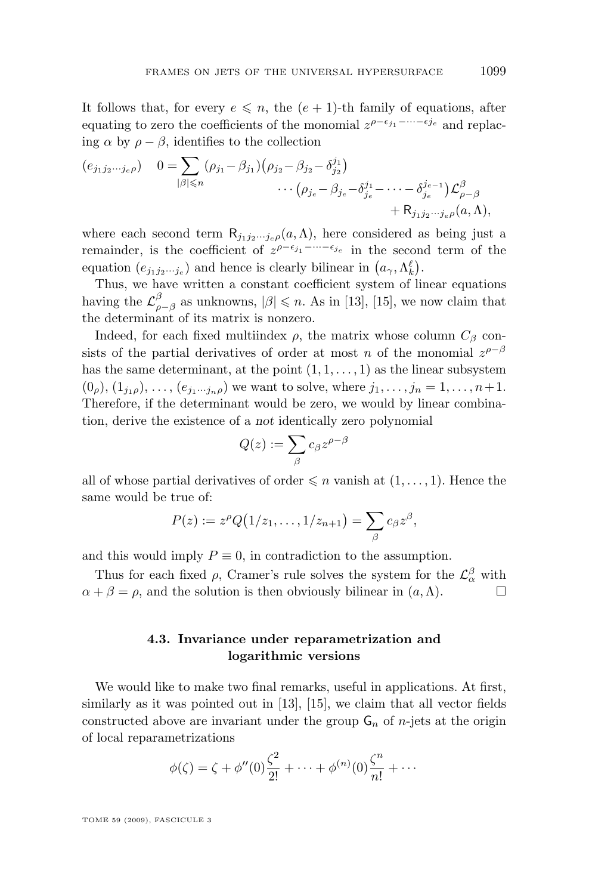It follows that, for every $e \leqslant n$, the $(e+1)$-th family of equations, after equating to zero the coefficients of the monomial $z^{\rho-\epsilon_{j_1}-\cdots-\epsilon_{j_e}}$ and replacing $\alpha$ by $\rho-\beta$, identifies to the collection

$$
(e_{j_1 j_2 \cdots j_e \rho}) \quad 0 = \sum_{|\beta| \leqslant n} (\rho_{j_1} - \beta_{j_1})\big(\rho_{j_2} - \beta_{j_2} - \delta_{j_2}^{j_1}\big) \cdots \big(\rho_{j_e} - \beta_{j_e} - \delta_{j_e}^{j_1} - \cdots - \delta_{j_e}^{j_{e-1}}\big) \mathcal{L}_{\rho-\beta}^{\beta} + \mathsf{R}_{j_1 j_2 \cdots j_e \rho}(a, \Lambda),
$$

where each second term $\mathsf{R}_{j_1 j_2 \cdots j_e \rho}(a,\Lambda)$, here considered as being just a remainder, is the coefficient of $z^{\rho-\epsilon_{j_1}-\cdots-\epsilon_{j_e}}$ in the second term of the equation $(e_{j_1 j_2 \cdots j_e})$ and hence is clearly bilinear in $\big(a_\gamma, \Lambda_k^\ell\big)$.

Thus, we have written a constant coefficient system of linear equations having the $\mathcal{L}_{\rho-\beta}^{\beta}$ as unknowns, $|\beta| \leqslant n$. As in [13], [15], we now claim that the determinant of its matrix is nonzero.

Indeed, for each fixed multiindex $\rho$, the matrix whose column $C_\beta$ consists of the partial derivatives of order at most $n$ of the monomial $z^{\rho-\beta}$ has the same determinant, at the point $(1,1,\ldots,1)$ as the linear subsystem $(0_\rho)$, $(1_{j_1\rho})$, $\ldots$, $(e_{j_1\cdots j_n\rho})$ we want to solve, where $j_1,\ldots,j_n = 1,\ldots,n+1$. Therefore, if the determinant would be zero, we would by linear combination, derive the existence of a *not* identically zero polynomial

$$
Q(z) := \sum_\beta c_\beta z^{\rho-\beta}
$$

all of whose partial derivatives of order $\leqslant n$ vanish at $(1,\ldots,1)$. Hence the same would be true of:

$$
P(z) := z^\rho Q\big(1/z_1,\ldots,1/z_{n+1}\big) = \sum_\beta c_\beta z^\beta,
$$

and this would imply $P \equiv 0$, in contradiction to the assumption.

Thus for each fixed $\rho$, Cramer's rule solves the system for the $\mathcal{L}_\alpha^\beta$ with $\alpha+\beta=\rho$, and the solution is then obviously bilinear in $(a,\Lambda)$. □

### 4.3. Invariance under reparametrization and logarithmic versions

We would like to make two final remarks, useful in applications. At first, similarly as it was pointed out in [13], [15], we claim that all vector fields constructed above are invariant under the group $\mathsf{G}_n$ of $n$-jets at the origin of local reparametrizations

$$
\phi(\zeta) = \zeta + \phi''(0)\frac{\zeta^2}{2!} + \cdots + \phi^{(n)}(0)\frac{\zeta^n}{n!} + \cdots
$$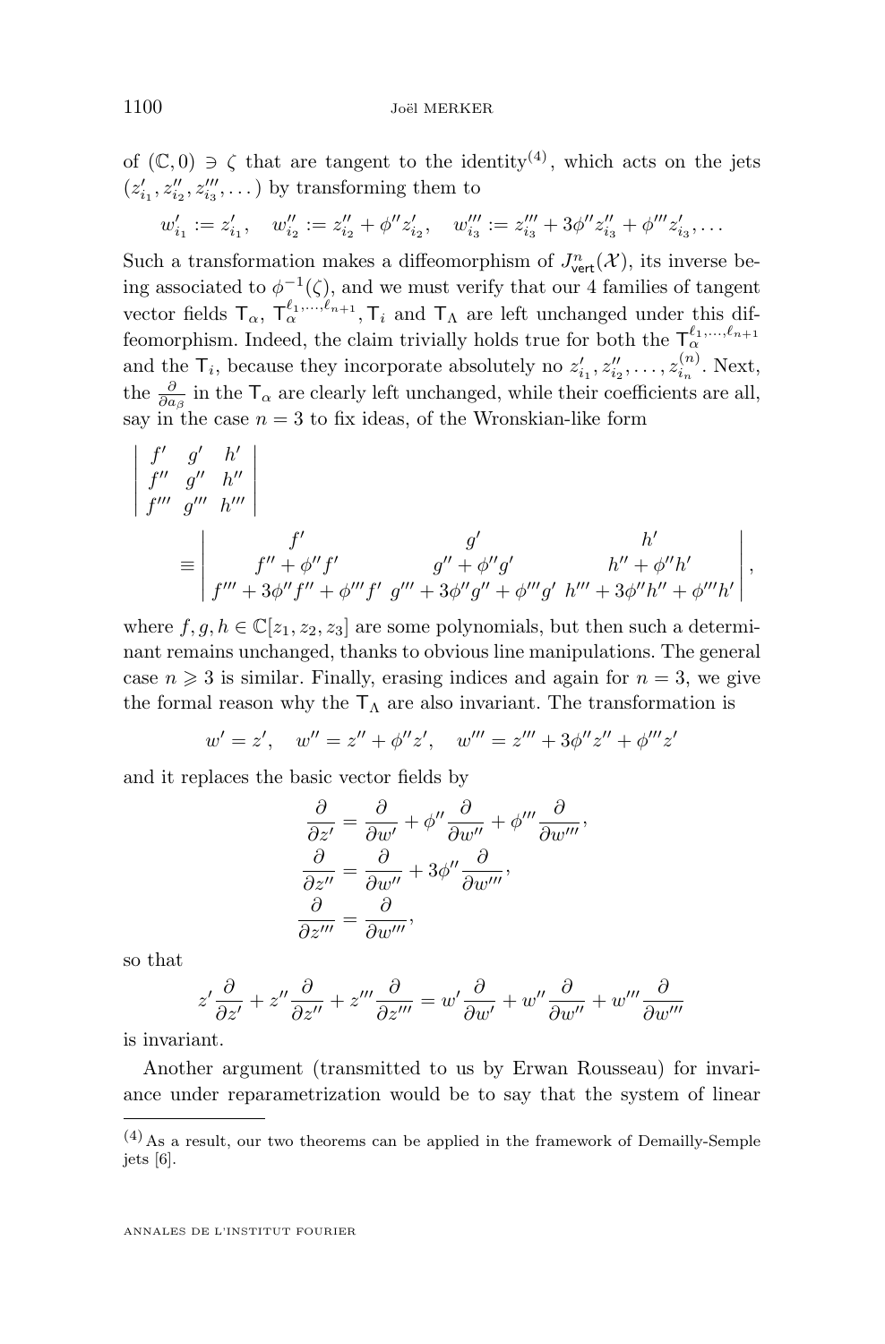of $(\mathbb{C}, 0) \ni \zeta$ that are tangent to the identity[(4)], which acts on the jets $(z'_{i_1}, z''_{i_2}, z'''_{i_3}, \dots)$ by transforming them to

$$w'_{i_1} := z'_{i_1}, \quad w''_{i_2} := z''_{i_2} + \phi'' z'_{i_2}, \quad w'''_{i_3} := z'''_{i_3} + 3\phi'' z''_{i_3} + \phi''' z'_{i_3}, \dots$$

Such a transformation makes a diffeomorphism of $J^n_{\mathsf{vert}}(\mathcal{X})$, its inverse being associated to $\phi^{-1}(\zeta)$, and we must verify that our 4 families of tangent vector fields $\mathsf{T}_\alpha$, $\mathsf{T}_\alpha^{\ell_1,\dots,\ell_{n+1}}$, $\mathsf{T}_i$ and $\mathsf{T}_\Lambda$ are left unchanged under this diffeomorphism. Indeed, the claim trivially holds true for both the $\mathsf{T}_\alpha^{\ell_1,\dots,\ell_{n+1}}$ and the $\mathsf{T}_i$, because they incorporate absolutely no $z'_{i_1}, z''_{i_2}, \dots, z^{(n)}_{i_n}$. Next, the $\frac{\partial}{\partial a_\beta}$ in the $\mathsf{T}_\alpha$ are clearly left unchanged, while their coefficients are all, say in the case $n = 3$ to fix ideas, of the Wronskian-like form

$$\begin{vmatrix} f' & g' & h' \\ f'' & g'' & h'' \\ f''' & g''' & h''' \end{vmatrix}$$
$$\equiv \begin{vmatrix} f' & g' & h' \\ f'' + \phi'' f' & g'' + \phi'' g' & h'' + \phi'' h' \\ f''' + 3\phi'' f'' + \phi''' f' & g''' + 3\phi'' g'' + \phi''' g' & h''' + 3\phi'' h'' + \phi''' h' \end{vmatrix},$$

where $f, g, h \in \mathbb{C}[z_1, z_2, z_3]$ are some polynomials, but then such a determinant remains unchanged, thanks to obvious line manipulations. The general case $n \geqslant 3$ is similar. Finally, erasing indices and again for $n = 3$, we give the formal reason why the $\mathsf{T}_\Lambda$ are also invariant. The transformation is

$$w' = z', \quad w'' = z'' + \phi'' z', \quad w''' = z''' + 3\phi'' z'' + \phi''' z'$$

and it replaces the basic vector fields by

$$\begin{aligned} \frac{\partial}{\partial z'} &= \frac{\partial}{\partial w'} + \phi'' \frac{\partial}{\partial w''} + \phi''' \frac{\partial}{\partial w'''}, \\ \frac{\partial}{\partial z''} &= \frac{\partial}{\partial w''} + 3\phi'' \frac{\partial}{\partial w'''}, \\ \frac{\partial}{\partial z'''} &= \frac{\partial}{\partial w'''}, \end{aligned}$$

so that

$$z' \frac{\partial}{\partial z'} + z'' \frac{\partial}{\partial z''} + z''' \frac{\partial}{\partial z'''} = w' \frac{\partial}{\partial w'} + w'' \frac{\partial}{\partial w''} + w''' \frac{\partial}{\partial w'''}$$

is invariant.

Another argument (transmitted to us by Erwan Rousseau) for invariance under reparametrization would be to say that the system of linear

(4) As a result, our two theorems can be applied in the framework of Demailly-Semple jets [6].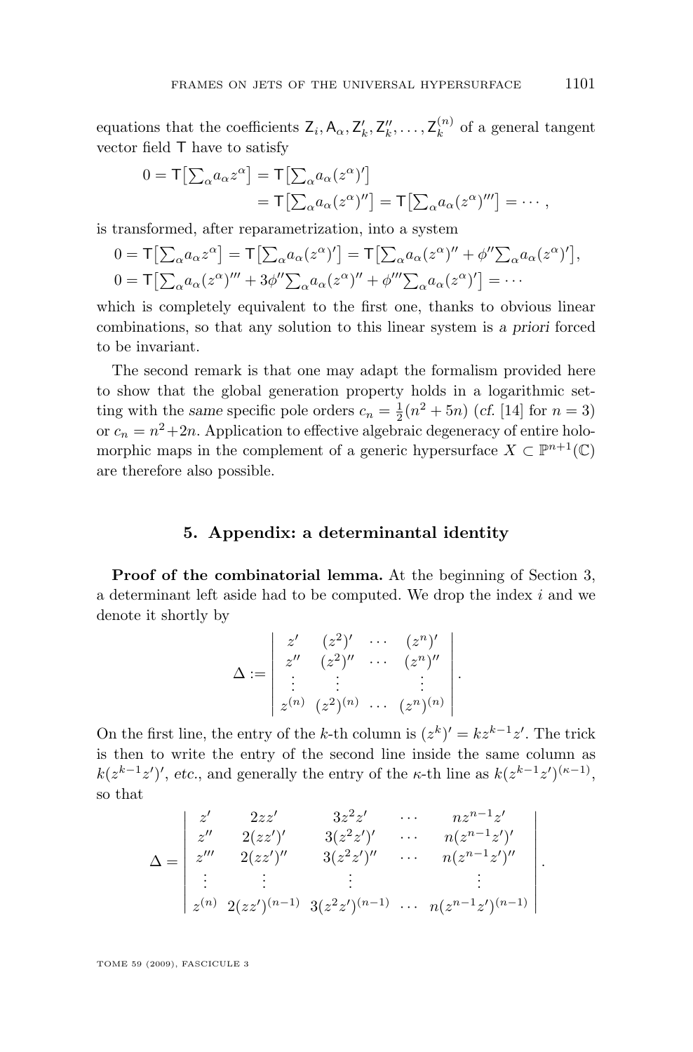equations that the coefficients $\mathsf{Z}_i, \mathsf{A}_\alpha, \mathsf{Z}'_k, \mathsf{Z}''_k, \dots, \mathsf{Z}_k^{(n)}$ of a general tangent vector field $\mathsf{T}$ have to satisfy

$$
\begin{aligned}
0 = \mathsf{T}\big[\textstyle\sum_\alpha a_\alpha z^\alpha\big] &= \mathsf{T}\big[\textstyle\sum_\alpha a_\alpha (z^\alpha)'\big] \\
&= \mathsf{T}\big[\textstyle\sum_\alpha a_\alpha (z^\alpha)''\big] = \mathsf{T}\big[\textstyle\sum_\alpha a_\alpha (z^\alpha)'''\big] = \cdots,
\end{aligned}
$$

is transformed, after reparametrization, into a system

$$
\begin{aligned}
&0 = \mathsf{T}\big[\textstyle\sum_\alpha a_\alpha z^\alpha\big] = \mathsf{T}\big[\textstyle\sum_\alpha a_\alpha (z^\alpha)'\big] = \mathsf{T}\big[\textstyle\sum_\alpha a_\alpha (z^\alpha)'' + \phi'' \textstyle\sum_\alpha a_\alpha (z^\alpha)'\big], \\
&0 = \mathsf{T}\big[\textstyle\sum_\alpha a_\alpha (z^\alpha)''' + 3\phi'' \textstyle\sum_\alpha a_\alpha (z^\alpha)'' + \phi''' \textstyle\sum_\alpha a_\alpha (z^\alpha)'\big] = \cdots
\end{aligned}
$$

which is completely equivalent to the first one, thanks to obvious linear combinations, so that any solution to this linear system is *a priori* forced to be invariant.

The second remark is that one may adapt the formalism provided here to show that the global generation property holds in a logarithmic setting with the *same* specific pole orders $c_n = \frac{1}{2}(n^2 + 5n)$ (*cf.* [14] for $n = 3$) or $c_n = n^2 + 2n$. Application to effective algebraic degeneracy of entire holomorphic maps in the complement of a generic hypersurface $X \subset \mathbb{P}^{n+1}(\mathbb{C})$ are therefore also possible.

## 5. Appendix: a determinantal identity

**Proof of the combinatorial lemma.** At the beginning of Section 3, a determinant left aside had to be computed. We drop the index $i$ and we denote it shortly by

$$
\Delta := \begin{vmatrix}
z' & (z^2)' & \cdots & (z^n)' \\
z'' & (z^2)'' & \cdots & (z^n)'' \\
\vdots & \vdots & & \vdots \\
z^{(n)} & (z^2)^{(n)} & \cdots & (z^n)^{(n)}
\end{vmatrix}.
$$

On the first line, the entry of the $k$-th column is $(z^k)' = k z^{k-1} z'$. The trick is then to write the entry of the second line inside the same column as $k(z^{k-1}z')'$, *etc.*, and generally the entry of the $\kappa$-th line as $k(z^{k-1}z')^{(\kappa-1)}$, so that

$$
\Delta = \begin{vmatrix}
z' & 2zz' & 3z^2 z' & \cdots & n z^{n-1} z' \\
z'' & 2(zz')' & 3(z^2 z')' & \cdots & n(z^{n-1}z')' \\
z''' & 2(zz')'' & 3(z^2 z')'' & \cdots & n(z^{n-1}z')'' \\
\vdots & \vdots & \vdots & & \vdots \\
z^{(n)} & 2(zz')^{(n-1)} & 3(z^2 z')^{(n-1)} & \cdots & n(z^{n-1}z')^{(n-1)}
\end{vmatrix}.
$$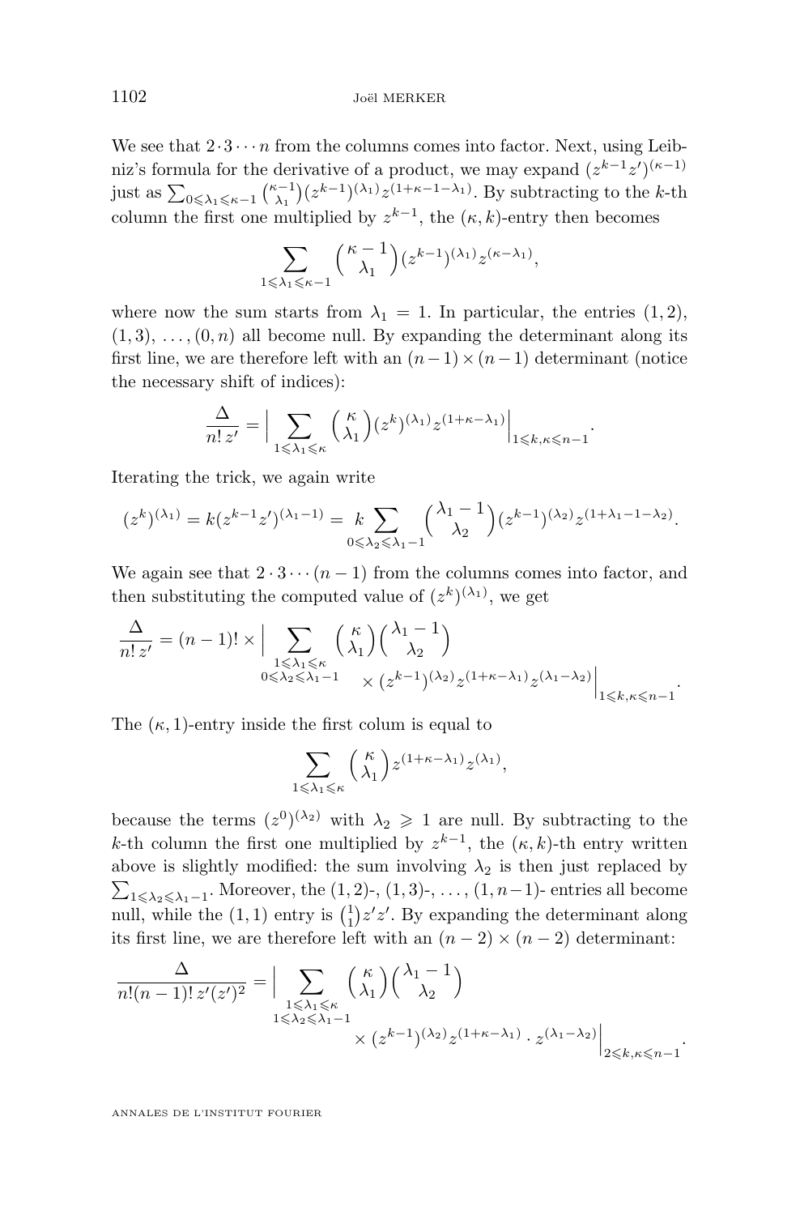We see that $2\cdot 3\cdots n$ from the columns comes into factor. Next, using Leibniz's formula for the derivative of a product, we may expand $(z^{k-1}z')^{(\kappa-1)}$ just as $\sum_{0\leqslant\lambda_1\leqslant\kappa-1}\binom{\kappa-1}{\lambda_1}(z^{k-1})^{(\lambda_1)}z^{(1+\kappa-1-\lambda_1)}$. By subtracting to the $k$-th column the first one multiplied by $z^{k-1}$, the $(\kappa,k)$-entry then becomes

$$\sum_{1\leqslant\lambda_1\leqslant\kappa-1}\binom{\kappa-1}{\lambda_1}(z^{k-1})^{(\lambda_1)}z^{(\kappa-\lambda_1)},$$

where now the sum starts from $\lambda_1=1$. In particular, the entries $(1,2)$, $(1,3)$, $\dots$, $(0,n)$ all become null. By expanding the determinant along its first line, we are therefore left with an $(n-1)\times(n-1)$ determinant (notice the necessary shift of indices):

$$\frac{\Delta}{n!\,z'}=\Big|\sum_{1\leqslant\lambda_1\leqslant\kappa}\binom{\kappa}{\lambda_1}(z^k)^{(\lambda_1)}z^{(1+\kappa-\lambda_1)}\Big|_{1\leqslant k,\kappa\leqslant n-1}.$$

Iterating the trick, we again write

$$(z^k)^{(\lambda_1)}=k(z^{k-1}z')^{(\lambda_1-1)}=k\sum_{0\leqslant\lambda_2\leqslant\lambda_1-1}\binom{\lambda_1-1}{\lambda_2}(z^{k-1})^{(\lambda_2)}z^{(1+\lambda_1-1-\lambda_2)}.$$

We again see that $2\cdot 3\cdots(n-1)$ from the columns comes into factor, and then substituting the computed value of $(z^k)^{(\lambda_1)}$, we get

$$\frac{\Delta}{n!\,z'}=(n-1)!\times\Big|\sum_{\substack{1\leqslant\lambda_1\leqslant\kappa\\ 0\leqslant\lambda_2\leqslant\lambda_1-1}}\binom{\kappa}{\lambda_1}\binom{\lambda_1-1}{\lambda_2}\times(z^{k-1})^{(\lambda_2)}z^{(1+\kappa-\lambda_1)}z^{(\lambda_1-\lambda_2)}\Big|_{1\leqslant k,\kappa\leqslant n-1}.$$

The $(\kappa,1)$-entry inside the first colum is equal to

$$\sum_{1\leqslant\lambda_1\leqslant\kappa}\binom{\kappa}{\lambda_1}z^{(1+\kappa-\lambda_1)}z^{(\lambda_1)},$$

because the terms $(z^0)^{(\lambda_2)}$ with $\lambda_2\geqslant 1$ are null. By subtracting to the $k$-th column the first one multiplied by $z^{k-1}$, the $(\kappa,k)$-th entry written above is slightly modified: the sum involving $\lambda_2$ is then just replaced by $\sum_{1\leqslant\lambda_2\leqslant\lambda_1-1}$. Moreover, the $(1,2)$-, $(1,3)$-, $\dots$, $(1,n-1)$- entries all become null, while the $(1,1)$ entry is $\binom{1}{1}z'z'$. By expanding the determinant along its first line, we are therefore left with an $(n-2)\times(n-2)$ determinant:

$$\frac{\Delta}{n!(n-1)!\,z'(z')^2}=\Big|\sum_{\substack{1\leqslant\lambda_1\leqslant\kappa\\ 1\leqslant\lambda_2\leqslant\lambda_1-1}}\binom{\kappa}{\lambda_1}\binom{\lambda_1-1}{\lambda_2}\times(z^{k-1})^{(\lambda_2)}z^{(1+\kappa-\lambda_1)}\cdot z^{(\lambda_1-\lambda_2)}\Big|_{2\leqslant k,\kappa\leqslant n-1}.$$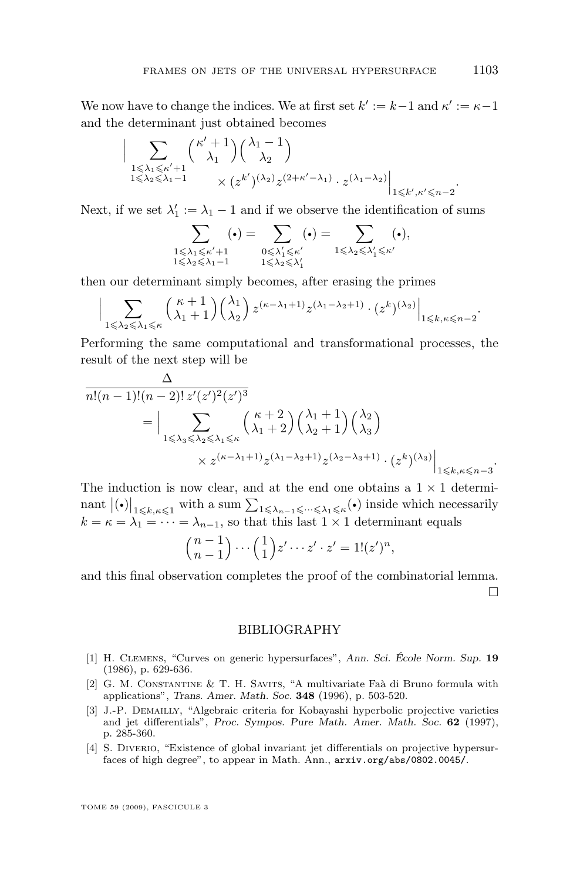We now have to change the indices. We at first set $k' := k-1$ and $\kappa' := \kappa - 1$ and the determinant just obtained becomes

$$\Big| \sum_{\substack{1\leqslant \lambda_1 \leqslant \kappa'+1 \\ 1\leqslant \lambda_2 \leqslant \lambda_1 - 1}} \binom{\kappa'+1}{\lambda_1}\binom{\lambda_1 - 1}{\lambda_2} \times \big(z^{k'}\big)^{(\lambda_2)} z^{(2+\kappa'-\lambda_1)} \cdot z^{(\lambda_1-\lambda_2)} \Big|_{1\leqslant k',\kappa'\leqslant n-2}.$$

Next, if we set $\lambda_1' := \lambda_1 - 1$ and if we observe the identification of sums

$$\sum_{\substack{1\leqslant \lambda_1 \leqslant \kappa'+1 \\ 1\leqslant \lambda_2 \leqslant \lambda_1 - 1}} (\bullet) = \sum_{\substack{0\leqslant \lambda_1' \leqslant \kappa' \\ 1\leqslant \lambda_2 \leqslant \lambda_1'}} (\bullet) = \sum_{1\leqslant \lambda_2 \leqslant \lambda_1' \leqslant \kappa'} (\bullet),$$

then our determinant simply becomes, after erasing the primes

$$\Big| \sum_{1\leqslant \lambda_2 \leqslant \lambda_1 \leqslant \kappa} \binom{\kappa+1}{\lambda_1+1}\binom{\lambda_1}{\lambda_2} z^{(\kappa-\lambda_1+1)} z^{(\lambda_1-\lambda_2+1)} \cdot \big(z^k\big)^{(\lambda_2)} \Big|_{1\leqslant k,\kappa\leqslant n-2}.$$

Performing the same computational and transformational processes, the result of the next step will be

$$\frac{\Delta}{n!(n-1)!(n-2)!\, z'(z')^2(z')^3} = \Big| \sum_{1\leqslant \lambda_3 \leqslant \lambda_2 \leqslant \lambda_1 \leqslant \kappa} \binom{\kappa+2}{\lambda_1+2}\binom{\lambda_1+1}{\lambda_2+1}\binom{\lambda_2}{\lambda_3} \times z^{(\kappa-\lambda_1+1)} z^{(\lambda_1-\lambda_2+1)} z^{(\lambda_2-\lambda_3+1)} \cdot \big(z^k\big)^{(\lambda_3)} \Big|_{1\leqslant k,\kappa\leqslant n-3}.$$

The induction is now clear, and at the end one obtains a $1\times 1$ determinant $\big|(\bullet)\big|_{1\leqslant k,\kappa\leqslant 1}$ with a sum $\sum_{1\leqslant \lambda_{n-1}\leqslant\cdots\leqslant\lambda_1\leqslant\kappa}(\bullet)$ inside which necessarily $k = \kappa = \lambda_1 = \cdots = \lambda_{n-1}$, so that this last $1\times 1$ determinant equals

$$\binom{n-1}{n-1}\cdots\binom{1}{1} z'\cdots z'\cdot z' = 1!(z')^n,$$

and this final observation completes the proof of the combinatorial lemma. □

## BIBLIOGRAPHY

[1] H. Clemens, "Curves on generic hypersurfaces", *Ann. Sci. École Norm. Sup.* **19** (1986), p. 629-636.

[2] G. M. Constantine & T. H. Savits, "A multivariate Faà di Bruno formula with applications", *Trans. Amer. Math. Soc.* **348** (1996), p. 503-520.

[3] J.-P. Demailly, "Algebraic criteria for Kobayashi hyperbolic projective varieties and jet differentials", *Proc. Sympos. Pure Math. Amer. Math. Soc.* **62** (1997), p. 285-360.

[4] S. Diverio, "Existence of global invariant jet differentials on projective hypersurfaces of high degree", to appear in Math. Ann., `arxiv.org/abs/0802.0045/`.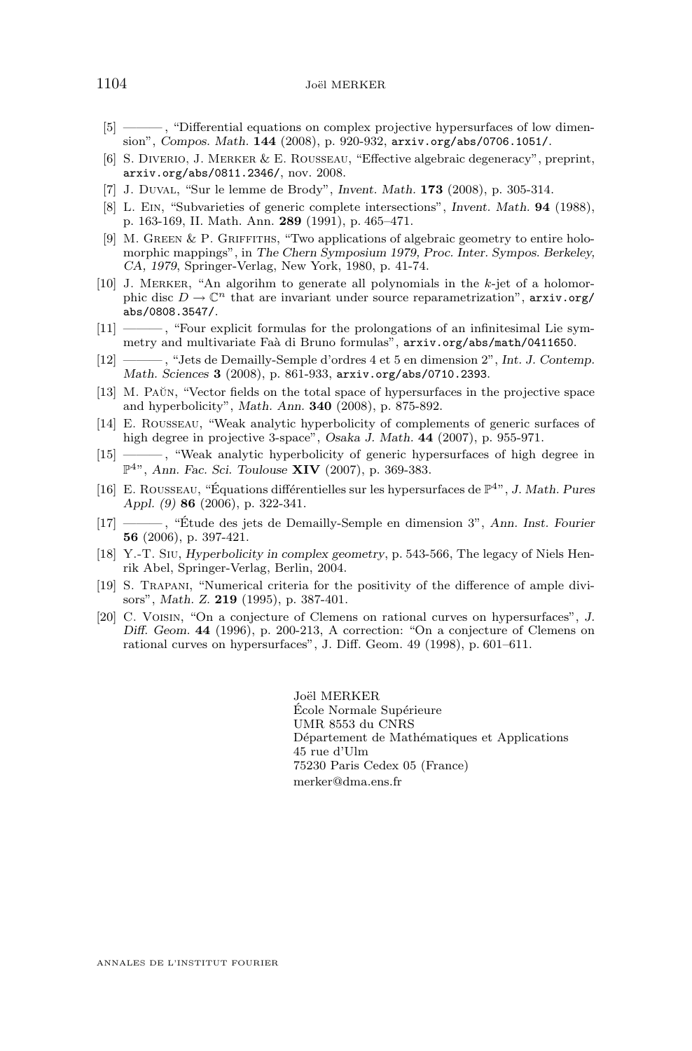[5] ———, "Differential equations on complex projective hypersurfaces of low dimension", *Compos. Math.* **144** (2008), p. 920-932, arxiv.org/abs/0706.1051/.

[6] S. Diverio, J. Merker & E. Rousseau, "Effective algebraic degeneracy", preprint, arxiv.org/abs/0811.2346/, nov. 2008.

[7] J. Duval, "Sur le lemme de Brody", *Invent. Math.* **173** (2008), p. 305-314.

[8] L. Ein, "Subvarieties of generic complete intersections", *Invent. Math.* **94** (1988), p. 163-169, II. Math. Ann. **289** (1991), p. 465–471.

[9] M. Green & P. Griffiths, "Two applications of algebraic geometry to entire holomorphic mappings", in *The Chern Symposium 1979, Proc. Inter. Sympos. Berkeley, CA, 1979*, Springer-Verlag, New York, 1980, p. 41-74.

[10] J. Merker, "An algorihm to generate all polynomials in the $k$-jet of a holomorphic disc $D \to \mathbb{C}^n$ that are invariant under source reparametrization", arxiv.org/abs/0808.3547/.

[11] ———, "Four explicit formulas for the prolongations of an infinitesimal Lie symmetry and multivariate Faà di Bruno formulas", arxiv.org/abs/math/0411650.

[12] ———, "Jets de Demailly-Semple d'ordres 4 et 5 en dimension 2", *Int. J. Contemp. Math. Sciences* **3** (2008), p. 861-933, arxiv.org/abs/0710.2393.

[13] M. Paŭn, "Vector fields on the total space of hypersurfaces in the projective space and hyperbolicity", *Math. Ann.* **340** (2008), p. 875-892.

[14] E. Rousseau, "Weak analytic hyperbolicity of complements of generic surfaces of high degree in projective 3-space", *Osaka J. Math.* **44** (2007), p. 955-971.

[15] ———, "Weak analytic hyperbolicity of generic hypersurfaces of high degree in $\mathbb{P}^4$", *Ann. Fac. Sci. Toulouse* **XIV** (2007), p. 369-383.

[16] E. Rousseau, "Équations différentielles sur les hypersurfaces de $\mathbb{P}^4$", *J. Math. Pures Appl. (9)* **86** (2006), p. 322-341.

[17] ———, "Étude des jets de Demailly-Semple en dimension 3", *Ann. Inst. Fourier* **56** (2006), p. 397-421.

[18] Y.-T. Siu, *Hyperbolicity in complex geometry*, p. 543-566, The legacy of Niels Henrik Abel, Springer-Verlag, Berlin, 2004.

[19] S. Trapani, "Numerical criteria for the positivity of the difference of ample divisors", *Math. Z.* **219** (1995), p. 387-401.

[20] C. Voisin, "On a conjecture of Clemens on rational curves on hypersurfaces", *J. Diff. Geom.* **44** (1996), p. 200-213, A correction: "On a conjecture of Clemens on rational curves on hypersurfaces", J. Diff. Geom. 49 (1998), p. 601–611.

Joël MERKER
École Normale Supérieure
UMR 8553 du CNRS
Département de Mathématiques et Applications
45 rue d'Ulm
75230 Paris Cedex 05 (France)
merker@dma.ens.fr